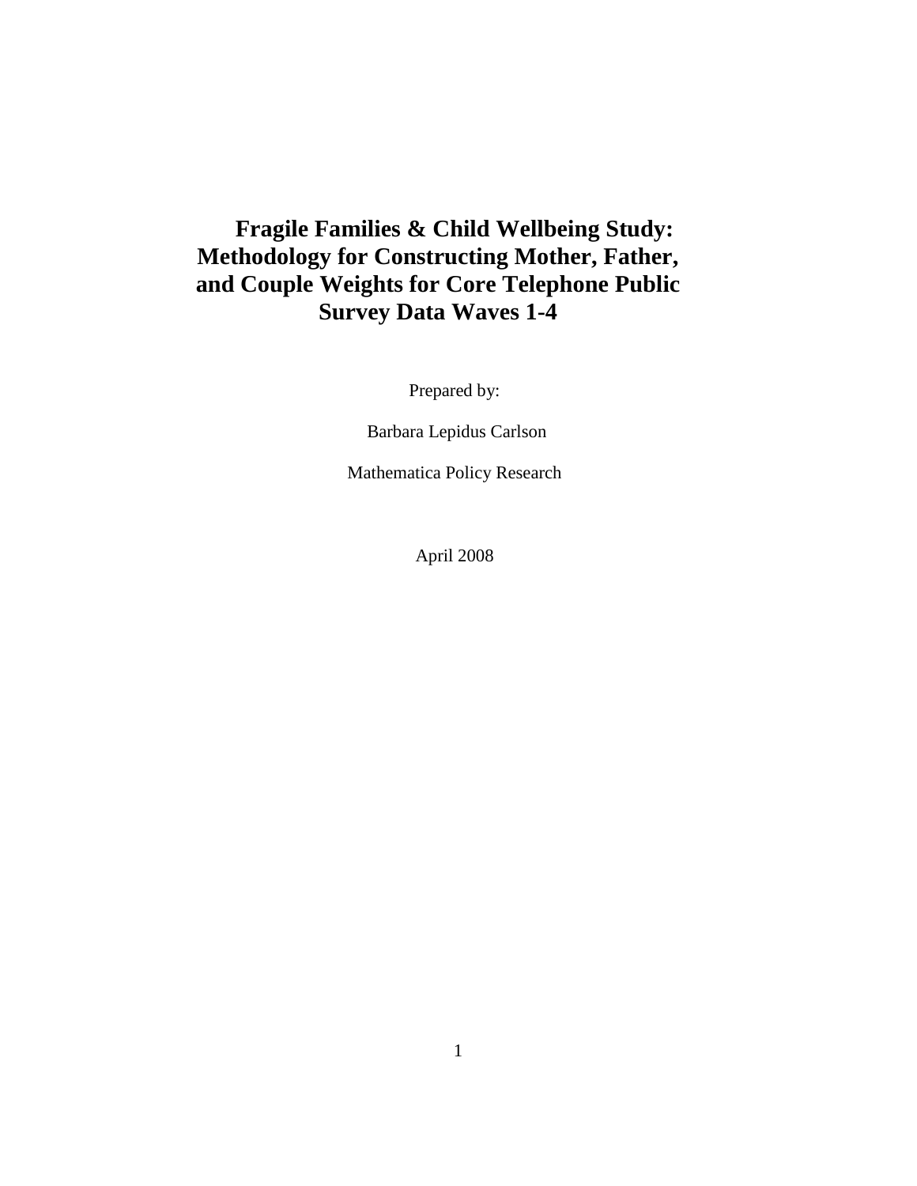# Fragile Families & Child Wellbeing Study: Methodology for Constructing Mother, Father, and Couple Weights for Core Telephone Public Survey Data Waves 1-4

Prepared by:

Barbara Lepidus Carlson

Mathematica Policy Research

April 2008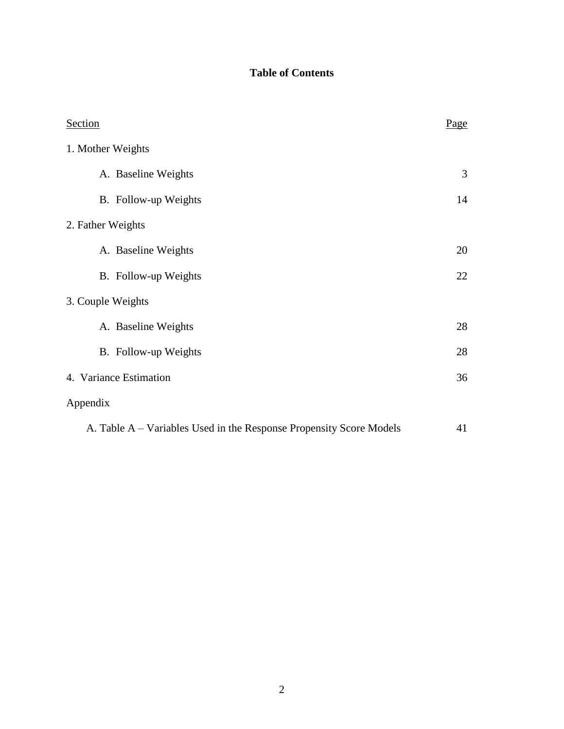# Table of Contents

| Section | Page |
|---|---|
| 1. Mother Weights | |
| A. Baseline Weights | 3 |
| B. Follow-up Weights | 14 |
| 2. Father Weights | |
| A. Baseline Weights | 20 |
| B. Follow-up Weights | 22 |
| 3. Couple Weights | |
| A. Baseline Weights | 28 |
| B. Follow-up Weights | 28 |
| 4. Variance Estimation | 36 |
| Appendix | |
| A. Table A – Variables Used in the Response Propensity Score Models | 41 |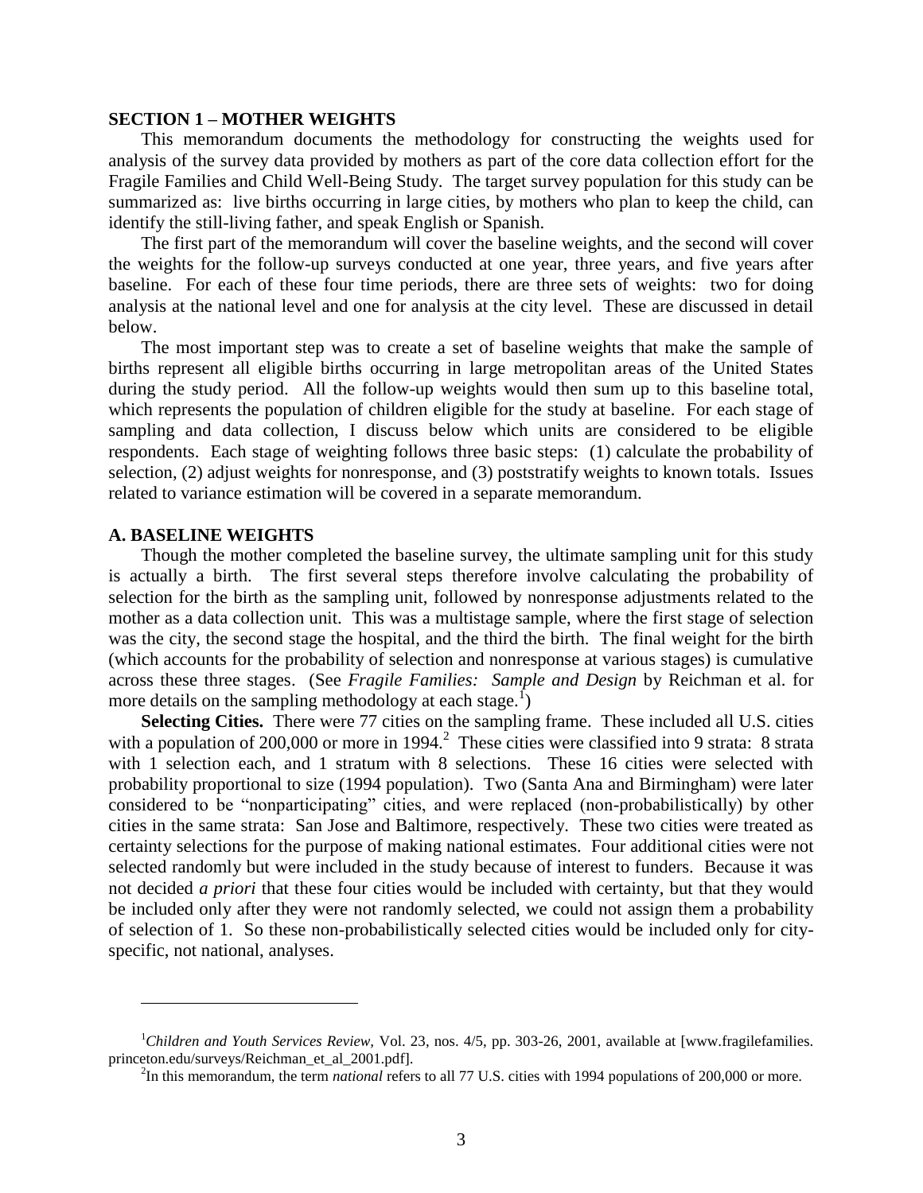## SECTION 1 – MOTHER WEIGHTS

This memorandum documents the methodology for constructing the weights used for analysis of the survey data provided by mothers as part of the core data collection effort for the Fragile Families and Child Well-Being Study. The target survey population for this study can be summarized as: live births occurring in large cities, by mothers who plan to keep the child, can identify the still-living father, and speak English or Spanish.

The first part of the memorandum will cover the baseline weights, and the second will cover the weights for the follow-up surveys conducted at one year, three years, and five years after baseline. For each of these four time periods, there are three sets of weights: two for doing analysis at the national level and one for analysis at the city level. These are discussed in detail below.

The most important step was to create a set of baseline weights that make the sample of births represent all eligible births occurring in large metropolitan areas of the United States during the study period. All the follow-up weights would then sum up to this baseline total, which represents the population of children eligible for the study at baseline. For each stage of sampling and data collection, I discuss below which units are considered to be eligible respondents. Each stage of weighting follows three basic steps: (1) calculate the probability of selection, (2) adjust weights for nonresponse, and (3) poststratify weights to known totals. Issues related to variance estimation will be covered in a separate memorandum.

### A. BASELINE WEIGHTS

Though the mother completed the baseline survey, the ultimate sampling unit for this study is actually a birth. The first several steps therefore involve calculating the probability of selection for the birth as the sampling unit, followed by nonresponse adjustments related to the mother as a data collection unit. This was a multistage sample, where the first stage of selection was the city, the second stage the hospital, and the third the birth. The final weight for the birth (which accounts for the probability of selection and nonresponse at various stages) is cumulative across these three stages. (See *Fragile Families: Sample and Design* by Reichman et al. for more details on the sampling methodology at each stage.[1])

**Selecting Cities.** There were 77 cities on the sampling frame. These included all U.S. cities with a population of 200,000 or more in 1994.[2] These cities were classified into 9 strata: 8 strata with 1 selection each, and 1 stratum with 8 selections. These 16 cities were selected with probability proportional to size (1994 population). Two (Santa Ana and Birmingham) were later considered to be "nonparticipating" cities, and were replaced (non-probabilistically) by other cities in the same strata: San Jose and Baltimore, respectively. These two cities were treated as certainty selections for the purpose of making national estimates. Four additional cities were not selected randomly but were included in the study because of interest to funders. Because it was not decided *a priori* that these four cities would be included with certainty, but that they would be included only after they were not randomly selected, we could not assign them a probability of selection of 1. So these non-probabilistically selected cities would be included only for city-specific, not national, analyses.

---

[1] *Children and Youth Services Review,* Vol. 23, nos. 4/5, pp. 303-26, 2001, available at [www.fragilefamilies.princeton.edu/surveys/Reichman_et_al_2001.pdf].

[2] In this memorandum, the term *national* refers to all 77 U.S. cities with 1994 populations of 200,000 or more.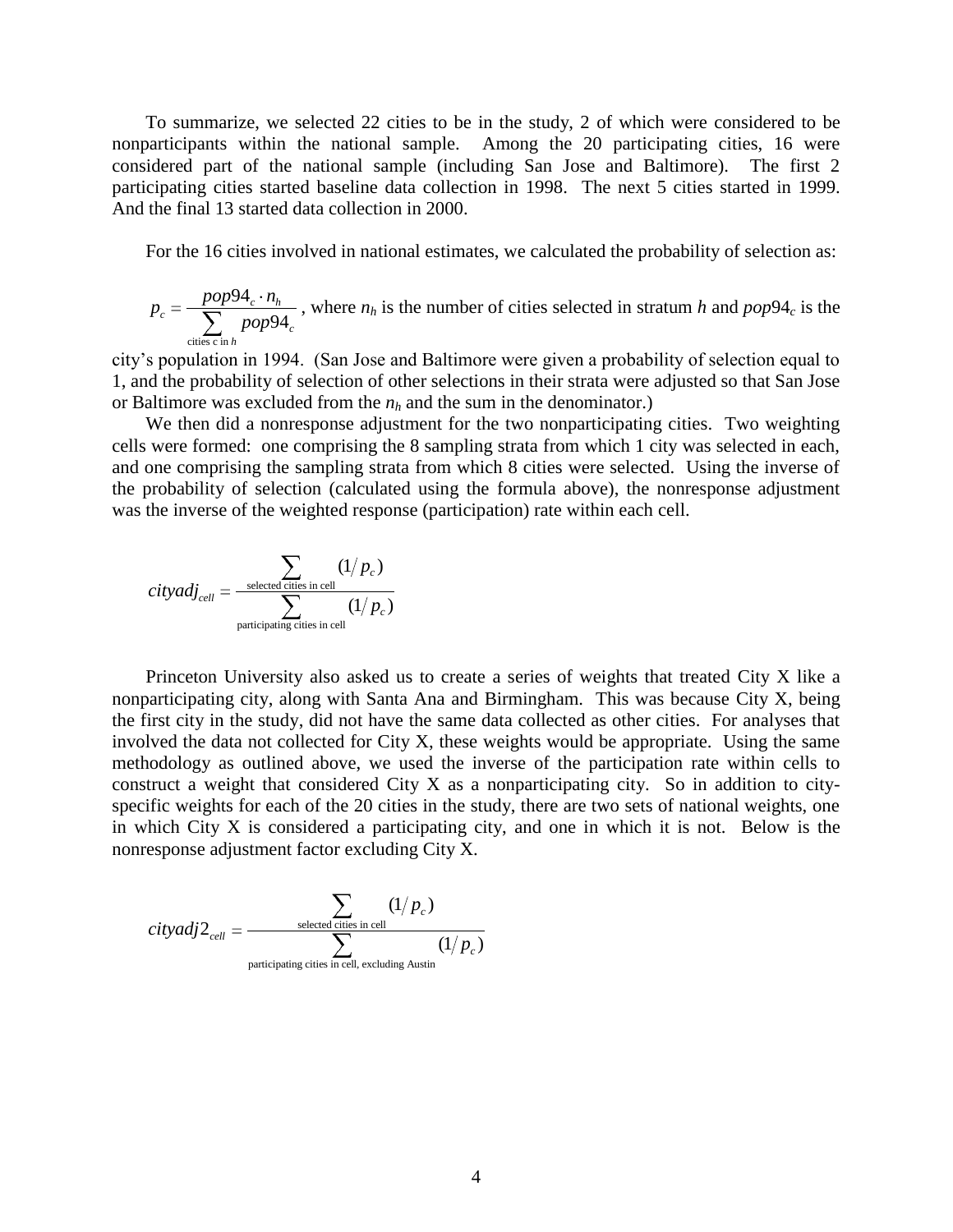To summarize, we selected 22 cities to be in the study, 2 of which were considered to be nonparticipants within the national sample. Among the 20 participating cities, 16 were considered part of the national sample (including San Jose and Baltimore). The first 2 participating cities started baseline data collection in 1998. The next 5 cities started in 1999. And the final 13 started data collection in 2000.

For the 16 cities involved in national estimates, we calculated the probability of selection as:

$p_c = \frac{pop94_c \cdot n_h}{\sum_{\text{cities c in } h} pop94_c}$ , where $n_h$ is the number of cities selected in stratum $h$ and $pop94_c$ is the city's population in 1994. (San Jose and Baltimore were given a probability of selection equal to 1, and the probability of selection of other selections in their strata were adjusted so that San Jose or Baltimore was excluded from the $n_h$ and the sum in the denominator.)

We then did a nonresponse adjustment for the two nonparticipating cities. Two weighting cells were formed: one comprising the 8 sampling strata from which 1 city was selected in each, and one comprising the sampling strata from which 8 cities were selected. Using the inverse of the probability of selection (calculated using the formula above), the nonresponse adjustment was the inverse of the weighted response (participation) rate within each cell.

$$cityadj_{cell} = \frac{\sum_{\text{selected cities in cell}} (1/p_c)}{\sum_{\text{participating cities in cell}} (1/p_c)}$$

Princeton University also asked us to create a series of weights that treated City X like a nonparticipating city, along with Santa Ana and Birmingham. This was because City X, being the first city in the study, did not have the same data collected as other cities. For analyses that involved the data not collected for City X, these weights would be appropriate. Using the same methodology as outlined above, we used the inverse of the participation rate within cells to construct a weight that considered City X as a nonparticipating city. So in addition to city-specific weights for each of the 20 cities in the study, there are two sets of national weights, one in which City X is considered a participating city, and one in which it is not. Below is the nonresponse adjustment factor excluding City X.

$$cityadj2_{cell} = \frac{\sum_{\text{selected cities in cell}} (1/p_c)}{\sum_{\text{participating cities in cell, excluding Austin}} (1/p_c)}$$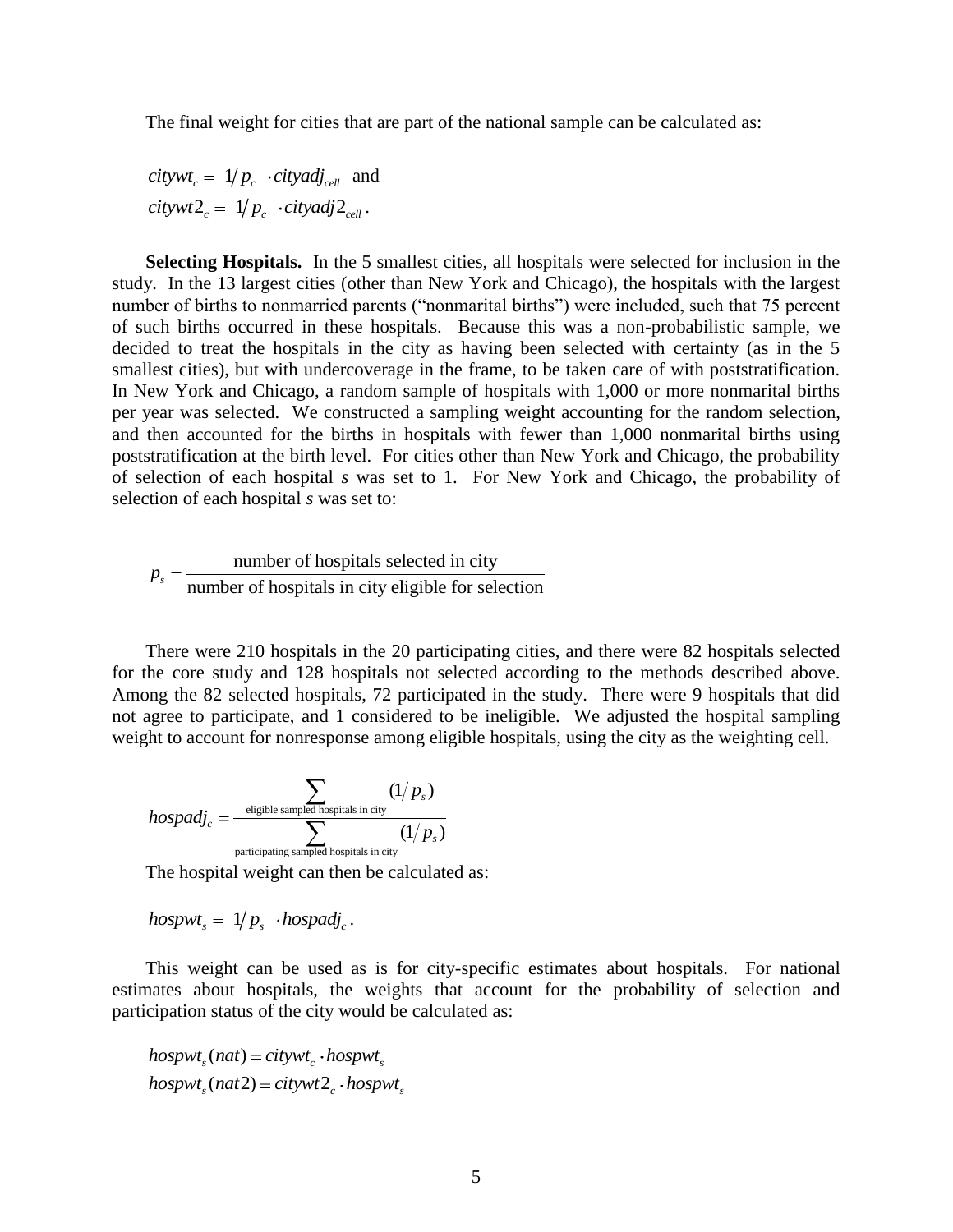The final weight for cities that are part of the national sample can be calculated as:

$$citywt_c = 1/p_c \cdot cityadj_{cell} \text{ and}$$
$$citywt2_c = 1/p_c \cdot cityadj2_{cell}.$$

**Selecting Hospitals.** In the 5 smallest cities, all hospitals were selected for inclusion in the study. In the 13 largest cities (other than New York and Chicago), the hospitals with the largest number of births to nonmarried parents ("nonmarital births") were included, such that 75 percent of such births occurred in these hospitals. Because this was a non-probabilistic sample, we decided to treat the hospitals in the city as having been selected with certainty (as in the 5 smallest cities), but with undercoverage in the frame, to be taken care of with poststratification. In New York and Chicago, a random sample of hospitals with 1,000 or more nonmarital births per year was selected. We constructed a sampling weight accounting for the random selection, and then accounted for the births in hospitals with fewer than 1,000 nonmarital births using poststratification at the birth level. For cities other than New York and Chicago, the probability of selection of each hospital *s* was set to 1. For New York and Chicago, the probability of selection of each hospital *s* was set to:

$$p_s = \frac{\text{number of hospitals selected in city}}{\text{number of hospitals in city eligible for selection}}$$

There were 210 hospitals in the 20 participating cities, and there were 82 hospitals selected for the core study and 128 hospitals not selected according to the methods described above. Among the 82 selected hospitals, 72 participated in the study. There were 9 hospitals that did not agree to participate, and 1 considered to be ineligible. We adjusted the hospital sampling weight to account for nonresponse among eligible hospitals, using the city as the weighting cell.

$$hospadj_c = \frac{\sum_{\text{eligible sampled hospitals in city}} (1/p_s)}{\sum_{\text{participating sampled hospitals in city}} (1/p_s)}$$

The hospital weight can then be calculated as:

$$hospwt_s = 1/p_s \cdot hospadj_c.$$

This weight can be used as is for city-specific estimates about hospitals. For national estimates about hospitals, the weights that account for the probability of selection and participation status of the city would be calculated as:

$$hospwt_s(nat) = citywt_c \cdot hospwt_s$$
$$hospwt_s(nat2) = citywt2_c \cdot hospwt_s$$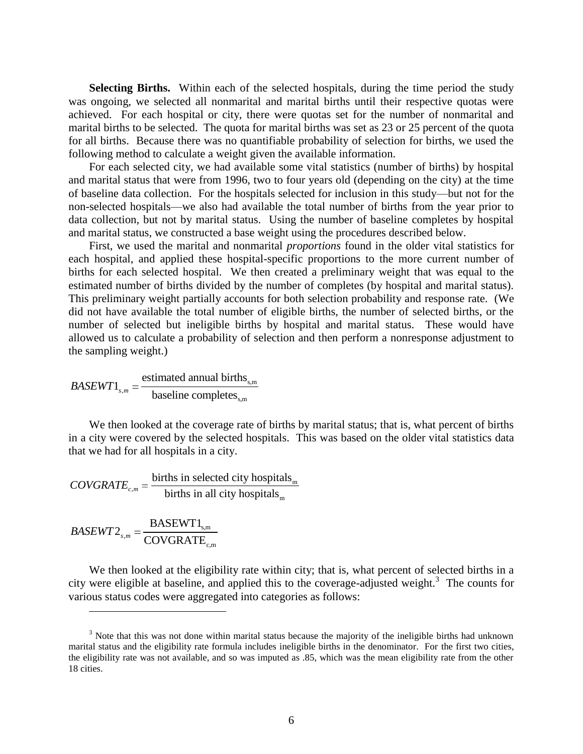**Selecting Births.** Within each of the selected hospitals, during the time period the study was ongoing, we selected all nonmarital and marital births until their respective quotas were achieved. For each hospital or city, there were quotas set for the number of nonmarital and marital births to be selected. The quota for marital births was set as 23 or 25 percent of the quota for all births. Because there was no quantifiable probability of selection for births, we used the following method to calculate a weight given the available information.

For each selected city, we had available some vital statistics (number of births) by hospital and marital status that were from 1996, two to four years old (depending on the city) at the time of baseline data collection. For the hospitals selected for inclusion in this study—but not for the non-selected hospitals—we also had available the total number of births from the year prior to data collection, but not by marital status. Using the number of baseline completes by hospital and marital status, we constructed a base weight using the procedures described below.

First, we used the marital and nonmarital *proportions* found in the older vital statistics for each hospital, and applied these hospital-specific proportions to the more current number of births for each selected hospital. We then created a preliminary weight that was equal to the estimated number of births divided by the number of completes (by hospital and marital status). This preliminary weight partially accounts for both selection probability and response rate. (We did not have available the total number of eligible births, the number of selected births, or the number of selected but ineligible births by hospital and marital status. These would have allowed us to calculate a probability of selection and then perform a nonresponse adjustment to the sampling weight.)

$$BASEWT1_{s,m} = \frac{\text{estimated annual births}_{\text{s,m}}}{\text{baseline completes}_{\text{s,m}}}$$

We then looked at the coverage rate of births by marital status; that is, what percent of births in a city were covered by the selected hospitals. This was based on the older vital statistics data that we had for all hospitals in a city.

$$COVGRATE_{c,m} = \frac{\text{births in selected city hospitals}_{\text{m}}}{\text{births in all city hospitals}_{\text{m}}}$$

$$BASEWT2_{s,m} = \frac{\text{BASEWT1}_{\text{s,m}}}{\text{COVGRATE}_{\text{c,m}}}$$

We then looked at the eligibility rate within city; that is, what percent of selected births in a city were eligible at baseline, and applied this to the coverage-adjusted weight.[3] The counts for various status codes were aggregated into categories as follows:

[3] Note that this was not done within marital status because the majority of the ineligible births had unknown marital status and the eligibility rate formula includes ineligible births in the denominator. For the first two cities, the eligibility rate was not available, and so was imputed as .85, which was the mean eligibility rate from the other 18 cities.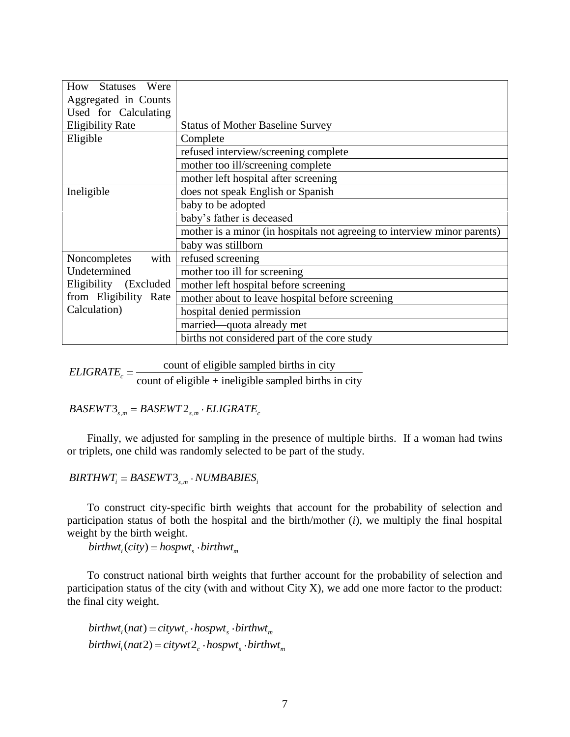| How Statuses Were Aggregated in Counts Used for Calculating Eligibility Rate | Status of Mother Baseline Survey |
|---|---|
| Eligible | Complete |
| | refused interview/screening complete |
| | mother too ill/screening complete |
| | mother left hospital after screening |
| Ineligible | does not speak English or Spanish |
| | baby to be adopted |
| | baby's father is deceased |
| | mother is a minor (in hospitals not agreeing to interview minor parents) |
| | baby was stillborn |
| Noncompletes with Undetermined Eligibility (Excluded from Eligibility Rate Calculation) | refused screening |
| | mother too ill for screening |
| | mother left hospital before screening |
| | mother about to leave hospital before screening |
| | hospital denied permission |
| | married—quota already met |
| | births not considered part of the core study |

$$ELIGRATE_c = \frac{\text{count of eligible sampled births in city}}{\text{count of eligible + ineligible sampled births in city}}$$

$$BASEWT3_{s,m} = BASEWT2_{s,m} \cdot ELIGRATE_c$$

Finally, we adjusted for sampling in the presence of multiple births. If a woman had twins or triplets, one child was randomly selected to be part of the study.

$$BIRTHWT_i = BASEWT3_{s,m} \cdot NUMBABIES_i$$

To construct city-specific birth weights that account for the probability of selection and participation status of both the hospital and the birth/mother (*i*), we multiply the final hospital weight by the birth weight.

$$birthwt_i(city) = hospwt_s \cdot birthwt_m$$

To construct national birth weights that further account for the probability of selection and participation status of the city (with and without City X), we add one more factor to the product: the final city weight.

$$birthwt_i(nat) = citywt_c \cdot hospwt_s \cdot birthwt_m$$
$$birthwi_i(nat2) = citywt2_c \cdot hospwt_s \cdot birthwt_m$$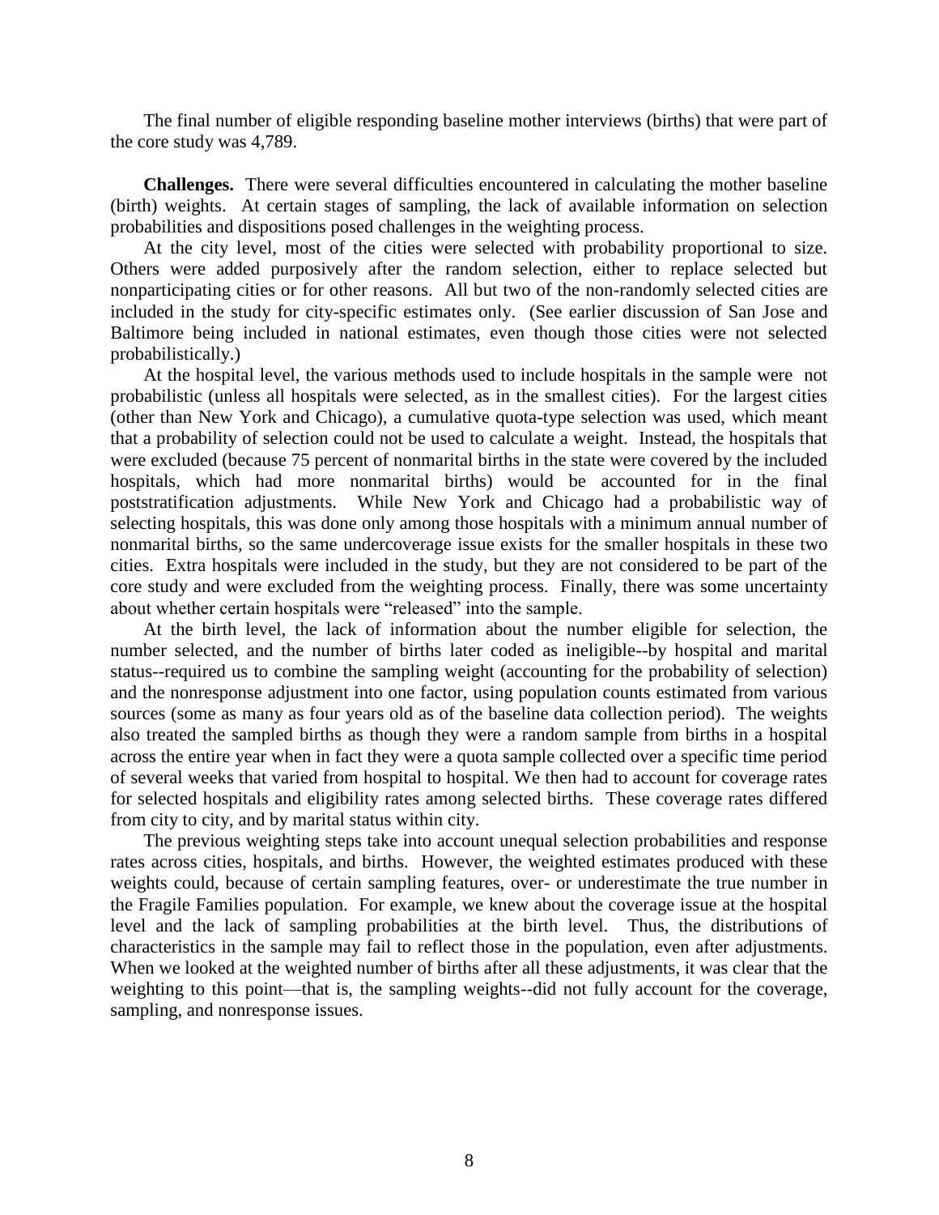The final number of eligible responding baseline mother interviews (births) that were part of the core study was 4,789.

**Challenges.** There were several difficulties encountered in calculating the mother baseline (birth) weights. At certain stages of sampling, the lack of available information on selection probabilities and dispositions posed challenges in the weighting process.

At the city level, most of the cities were selected with probability proportional to size. Others were added purposively after the random selection, either to replace selected but nonparticipating cities or for other reasons. All but two of the non-randomly selected cities are included in the study for city-specific estimates only. (See earlier discussion of San Jose and Baltimore being included in national estimates, even though those cities were not selected probabilistically.)

At the hospital level, the various methods used to include hospitals in the sample were not probabilistic (unless all hospitals were selected, as in the smallest cities). For the largest cities (other than New York and Chicago), a cumulative quota-type selection was used, which meant that a probability of selection could not be used to calculate a weight. Instead, the hospitals that were excluded (because 75 percent of nonmarital births in the state were covered by the included hospitals, which had more nonmarital births) would be accounted for in the final poststratification adjustments. While New York and Chicago had a probabilistic way of selecting hospitals, this was done only among those hospitals with a minimum annual number of nonmarital births, so the same undercoverage issue exists for the smaller hospitals in these two cities. Extra hospitals were included in the study, but they are not considered to be part of the core study and were excluded from the weighting process. Finally, there was some uncertainty about whether certain hospitals were "released" into the sample.

At the birth level, the lack of information about the number eligible for selection, the number selected, and the number of births later coded as ineligible--by hospital and marital status--required us to combine the sampling weight (accounting for the probability of selection) and the nonresponse adjustment into one factor, using population counts estimated from various sources (some as many as four years old as of the baseline data collection period). The weights also treated the sampled births as though they were a random sample from births in a hospital across the entire year when in fact they were a quota sample collected over a specific time period of several weeks that varied from hospital to hospital. We then had to account for coverage rates for selected hospitals and eligibility rates among selected births. These coverage rates differed from city to city, and by marital status within city.

The previous weighting steps take into account unequal selection probabilities and response rates across cities, hospitals, and births. However, the weighted estimates produced with these weights could, because of certain sampling features, over- or underestimate the true number in the Fragile Families population. For example, we knew about the coverage issue at the hospital level and the lack of sampling probabilities at the birth level. Thus, the distributions of characteristics in the sample may fail to reflect those in the population, even after adjustments. When we looked at the weighted number of births after all these adjustments, it was clear that the weighting to this point—that is, the sampling weights--did not fully account for the coverage, sampling, and nonresponse issues.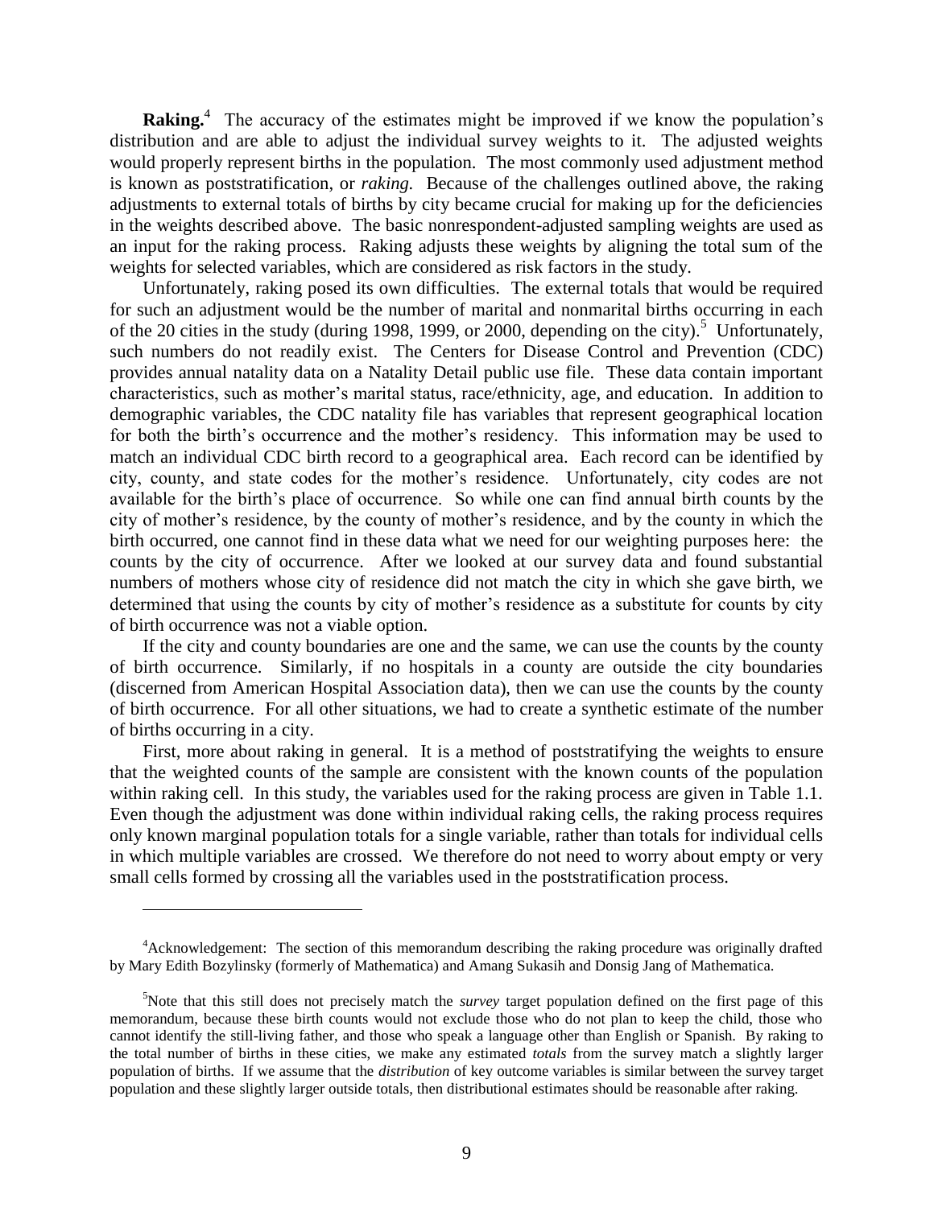**Raking.**[4] The accuracy of the estimates might be improved if we know the population's distribution and are able to adjust the individual survey weights to it. The adjusted weights would properly represent births in the population. The most commonly used adjustment method is known as poststratification, or *raking*. Because of the challenges outlined above, the raking adjustments to external totals of births by city became crucial for making up for the deficiencies in the weights described above. The basic nonrespondent-adjusted sampling weights are used as an input for the raking process. Raking adjusts these weights by aligning the total sum of the weights for selected variables, which are considered as risk factors in the study.

Unfortunately, raking posed its own difficulties. The external totals that would be required for such an adjustment would be the number of marital and nonmarital births occurring in each of the 20 cities in the study (during 1998, 1999, or 2000, depending on the city).[5] Unfortunately, such numbers do not readily exist. The Centers for Disease Control and Prevention (CDC) provides annual natality data on a Natality Detail public use file. These data contain important characteristics, such as mother's marital status, race/ethnicity, age, and education. In addition to demographic variables, the CDC natality file has variables that represent geographical location for both the birth's occurrence and the mother's residency. This information may be used to match an individual CDC birth record to a geographical area. Each record can be identified by city, county, and state codes for the mother's residence. Unfortunately, city codes are not available for the birth's place of occurrence. So while one can find annual birth counts by the city of mother's residence, by the county of mother's residence, and by the county in which the birth occurred, one cannot find in these data what we need for our weighting purposes here: the counts by the city of occurrence. After we looked at our survey data and found substantial numbers of mothers whose city of residence did not match the city in which she gave birth, we determined that using the counts by city of mother's residence as a substitute for counts by city of birth occurrence was not a viable option.

If the city and county boundaries are one and the same, we can use the counts by the county of birth occurrence. Similarly, if no hospitals in a county are outside the city boundaries (discerned from American Hospital Association data), then we can use the counts by the county of birth occurrence. For all other situations, we had to create a synthetic estimate of the number of births occurring in a city.

First, more about raking in general. It is a method of poststratifying the weights to ensure that the weighted counts of the sample are consistent with the known counts of the population within raking cell. In this study, the variables used for the raking process are given in Table 1.1. Even though the adjustment was done within individual raking cells, the raking process requires only known marginal population totals for a single variable, rather than totals for individual cells in which multiple variables are crossed. We therefore do not need to worry about empty or very small cells formed by crossing all the variables used in the poststratification process.

---

[4]Acknowledgement: The section of this memorandum describing the raking procedure was originally drafted by Mary Edith Bozylinsky (formerly of Mathematica) and Amang Sukasih and Donsig Jang of Mathematica.

[5]Note that this still does not precisely match the *survey* target population defined on the first page of this memorandum, because these birth counts would not exclude those who do not plan to keep the child, those who cannot identify the still-living father, and those who speak a language other than English or Spanish. By raking to the total number of births in these cities, we make any estimated *totals* from the survey match a slightly larger population of births. If we assume that the *distribution* of key outcome variables is similar between the survey target population and these slightly larger outside totals, then distributional estimates should be reasonable after raking.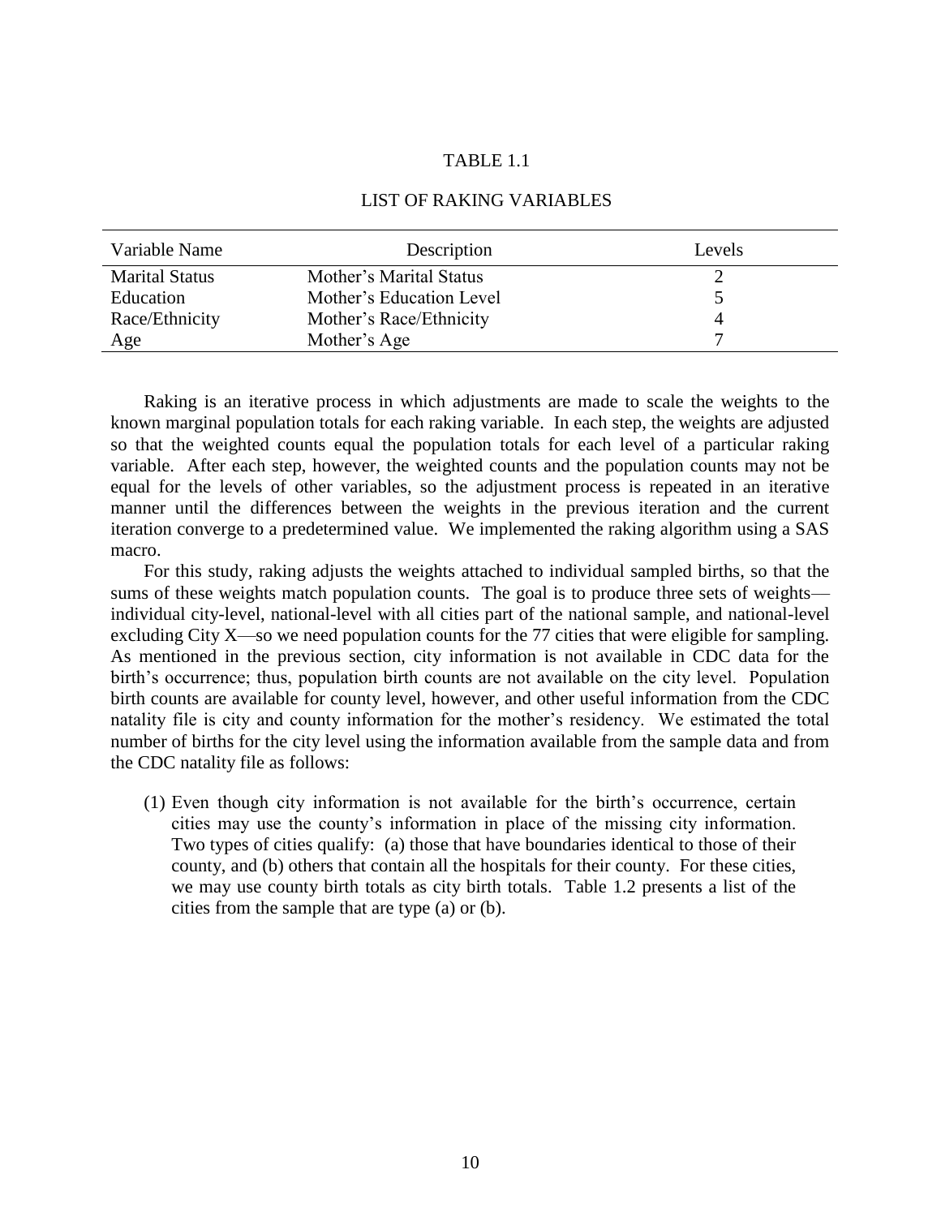TABLE 1.1

LIST OF RAKING VARIABLES

| Variable Name | Description | Levels |
|---|---|---|
| Marital Status | Mother's Marital Status | 2 |
| Education | Mother's Education Level | 5 |
| Race/Ethnicity | Mother's Race/Ethnicity | 4 |
| Age | Mother's Age | 7 |

Raking is an iterative process in which adjustments are made to scale the weights to the known marginal population totals for each raking variable. In each step, the weights are adjusted so that the weighted counts equal the population totals for each level of a particular raking variable. After each step, however, the weighted counts and the population counts may not be equal for the levels of other variables, so the adjustment process is repeated in an iterative manner until the differences between the weights in the previous iteration and the current iteration converge to a predetermined value. We implemented the raking algorithm using a SAS macro.

For this study, raking adjusts the weights attached to individual sampled births, so that the sums of these weights match population counts. The goal is to produce three sets of weights—individual city-level, national-level with all cities part of the national sample, and national-level excluding City X—so we need population counts for the 77 cities that were eligible for sampling. As mentioned in the previous section, city information is not available in CDC data for the birth's occurrence; thus, population birth counts are not available on the city level. Population birth counts are available for county level, however, and other useful information from the CDC natality file is city and county information for the mother's residency. We estimated the total number of births for the city level using the information available from the sample data and from the CDC natality file as follows:

(1) Even though city information is not available for the birth's occurrence, certain cities may use the county's information in place of the missing city information. Two types of cities qualify: (a) those that have boundaries identical to those of their county, and (b) others that contain all the hospitals for their county. For these cities, we may use county birth totals as city birth totals. Table 1.2 presents a list of the cities from the sample that are type (a) or (b).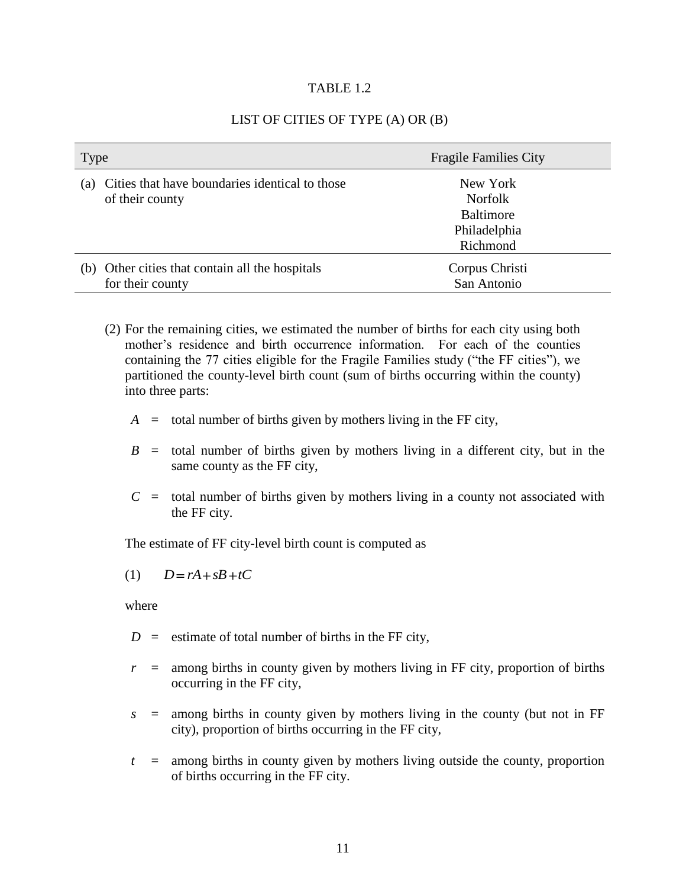TABLE 1.2

LIST OF CITIES OF TYPE (A) OR (B)

| Type | Fragile Families City |
|---|---|
| (a) Cities that have boundaries identical to those of their county | New York<br>Norfolk<br>Baltimore<br>Philadelphia<br>Richmond |
| (b) Other cities that contain all the hospitals for their county | Corpus Christi<br>San Antonio |

(2) For the remaining cities, we estimated the number of births for each city using both mother's residence and birth occurrence information. For each of the counties containing the 77 cities eligible for the Fragile Families study ("the FF cities"), we partitioned the county-level birth count (sum of births occurring within the county) into three parts:

- $A$ = total number of births given by mothers living in the FF city,
- $B$ = total number of births given by mothers living in a different city, but in the same county as the FF city,
- $C$ = total number of births given by mothers living in a county not associated with the FF city.

The estimate of FF city-level birth count is computed as

$$(1) \qquad D = rA + sB + tC$$

where

- $D$ = estimate of total number of births in the FF city,
- $r$ = among births in county given by mothers living in FF city, proportion of births occurring in the FF city,
- $s$ = among births in county given by mothers living in the county (but not in FF city), proportion of births occurring in the FF city,
- $t$ = among births in county given by mothers living outside the county, proportion of births occurring in the FF city.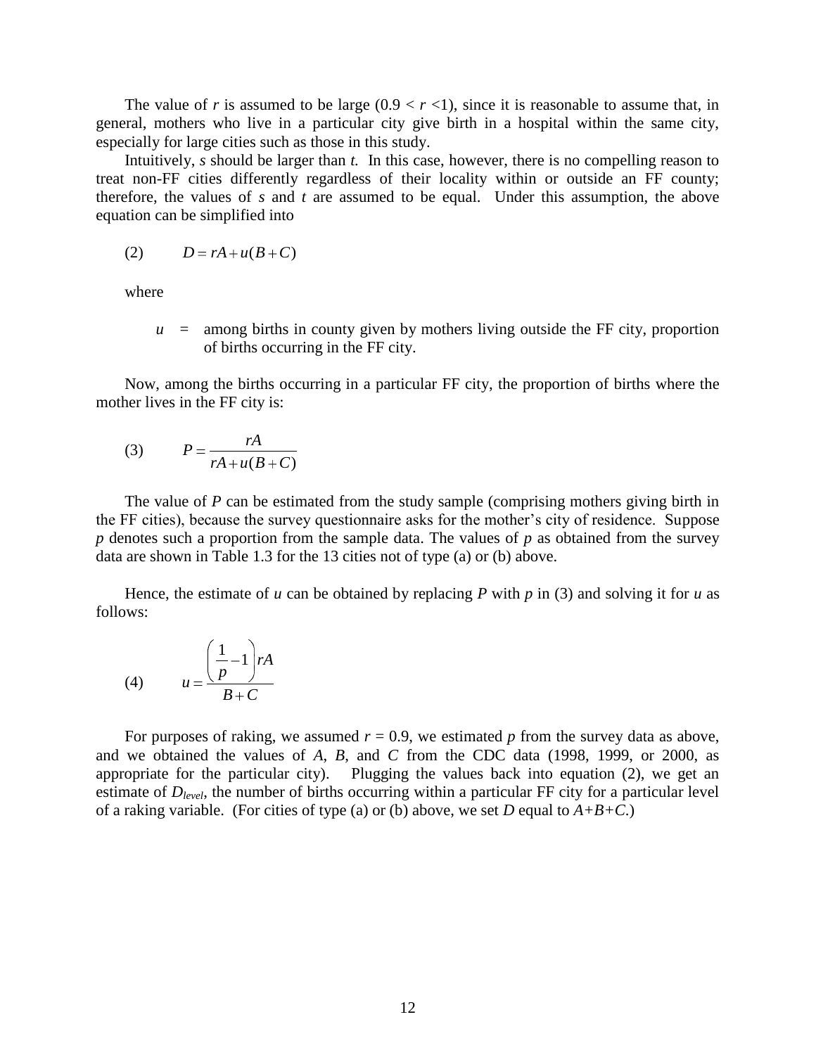The value of $r$ is assumed to be large ($0.9 < r < 1$), since it is reasonable to assume that, in general, mothers who live in a particular city give birth in a hospital within the same city, especially for large cities such as those in this study.

Intuitively, $s$ should be larger than $t$. In this case, however, there is no compelling reason to treat non-FF cities differently regardless of their locality within or outside an FF county; therefore, the values of $s$ and $t$ are assumed to be equal. Under this assumption, the above equation can be simplified into

$$(2) \qquad D = rA + u(B + C)$$

where

$u$ = among births in county given by mothers living outside the FF city, proportion of births occurring in the FF city.

Now, among the births occurring in a particular FF city, the proportion of births where the mother lives in the FF city is:

$$(3) \qquad P = \frac{rA}{rA + u(B + C)}$$

The value of $P$ can be estimated from the study sample (comprising mothers giving birth in the FF cities), because the survey questionnaire asks for the mother's city of residence. Suppose $p$ denotes such a proportion from the sample data. The values of $p$ as obtained from the survey data are shown in Table 1.3 for the 13 cities not of type (a) or (b) above.

Hence, the estimate of $u$ can be obtained by replacing $P$ with $p$ in (3) and solving it for $u$ as follows:

$$(4) \qquad u = \frac{\left(\frac{1}{p} - 1\right) rA}{B + C}$$

For purposes of raking, we assumed $r = 0.9$, we estimated $p$ from the survey data as above, and we obtained the values of $A$, $B$, and $C$ from the CDC data (1998, 1999, or 2000, as appropriate for the particular city). Plugging the values back into equation (2), we get an estimate of $D_{level}$, the number of births occurring within a particular FF city for a particular level of a raking variable. (For cities of type (a) or (b) above, we set $D$ equal to $A+B+C$.)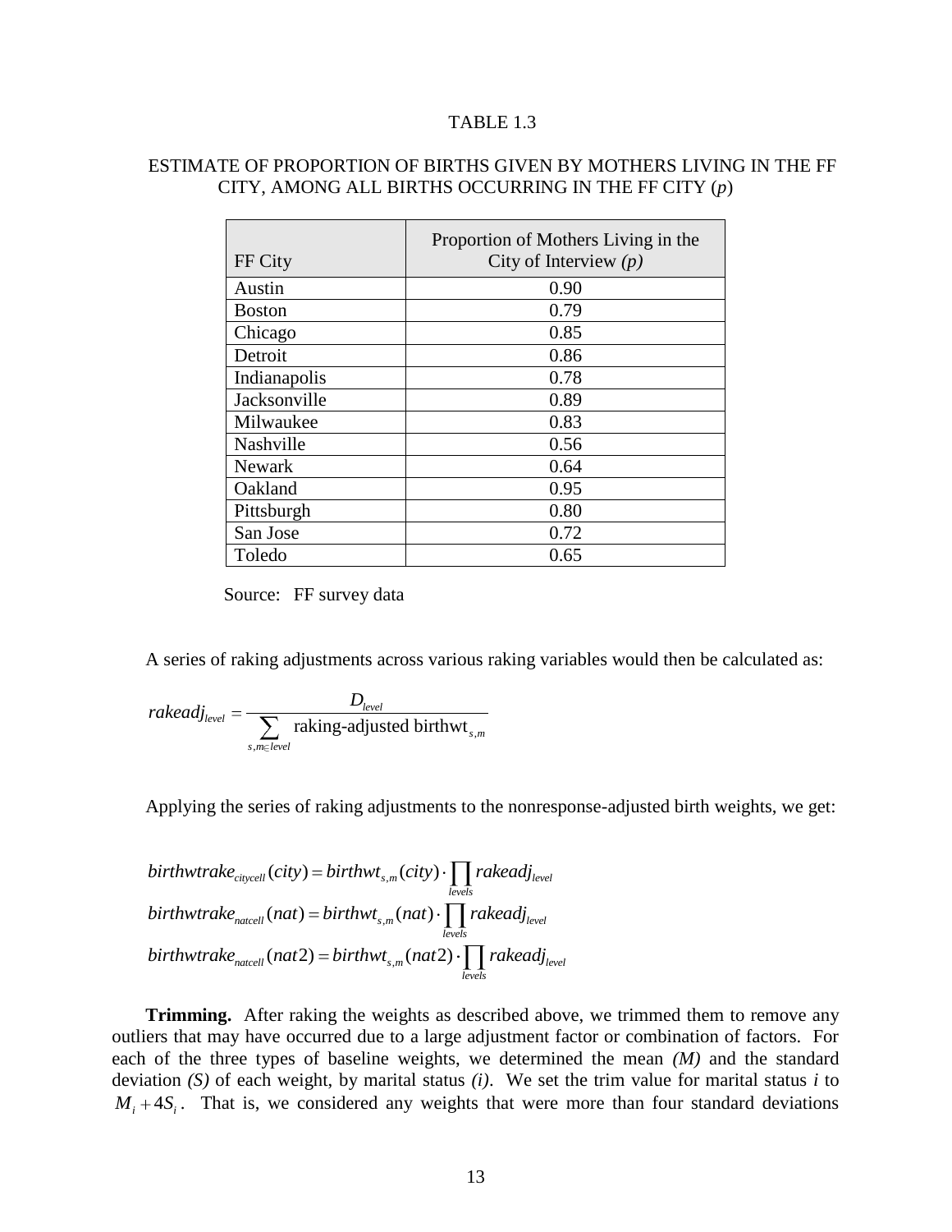TABLE 1.3

ESTIMATE OF PROPORTION OF BIRTHS GIVEN BY MOTHERS LIVING IN THE FF CITY, AMONG ALL BIRTHS OCCURRING IN THE FF CITY (*p*)

| FF City | Proportion of Mothers Living in the City of Interview *(p)* |
|---|---|
| Austin | 0.90 |
| Boston | 0.79 |
| Chicago | 0.85 |
| Detroit | 0.86 |
| Indianapolis | 0.78 |
| Jacksonville | 0.89 |
| Milwaukee | 0.83 |
| Nashville | 0.56 |
| Newark | 0.64 |
| Oakland | 0.95 |
| Pittsburgh | 0.80 |
| San Jose | 0.72 |
| Toledo | 0.65 |

Source: FF survey data

A series of raking adjustments across various raking variables would then be calculated as:

$$rakeadj_{level} = \frac{D_{level}}{\sum_{s,m \in level} \text{raking-adjusted birthwt}_{s,m}}$$

Applying the series of raking adjustments to the nonresponse-adjusted birth weights, we get:

$$birthwtrake_{citycell}(city) = birthwt_{s,m}(city) \cdot \prod_{levels} rakeadj_{level}$$
$$birthwtrake_{natcell}(nat) = birthwt_{s,m}(nat) \cdot \prod_{levels} rakeadj_{level}$$
$$birthwtrake_{natcell}(nat2) = birthwt_{s,m}(nat2) \cdot \prod_{levels} rakeadj_{level}$$

**Trimming.** After raking the weights as described above, we trimmed them to remove any outliers that may have occurred due to a large adjustment factor or combination of factors. For each of the three types of baseline weights, we determined the mean *(M)* and the standard deviation *(S)* of each weight, by marital status *(i)*. We set the trim value for marital status *i* to $M_i + 4S_i$. That is, we considered any weights that were more than four standard deviations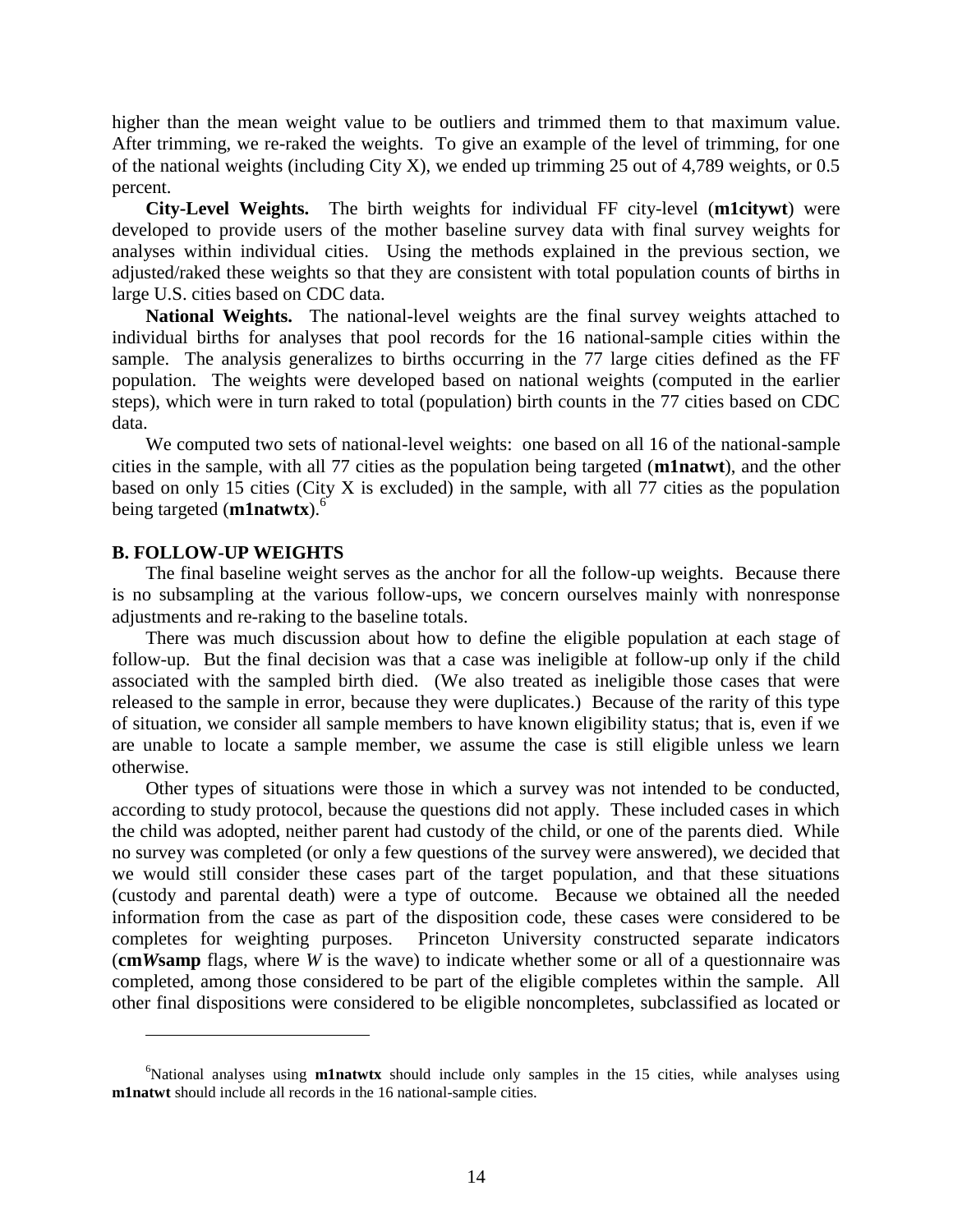higher than the mean weight value to be outliers and trimmed them to that maximum value. After trimming, we re-raked the weights. To give an example of the level of trimming, for one of the national weights (including City X), we ended up trimming 25 out of 4,789 weights, or 0.5 percent.

**City-Level Weights.** The birth weights for individual FF city-level (**m1citywt**) were developed to provide users of the mother baseline survey data with final survey weights for analyses within individual cities. Using the methods explained in the previous section, we adjusted/raked these weights so that they are consistent with total population counts of births in large U.S. cities based on CDC data.

**National Weights.** The national-level weights are the final survey weights attached to individual births for analyses that pool records for the 16 national-sample cities within the sample. The analysis generalizes to births occurring in the 77 large cities defined as the FF population. The weights were developed based on national weights (computed in the earlier steps), which were in turn raked to total (population) birth counts in the 77 cities based on CDC data.

We computed two sets of national-level weights: one based on all 16 of the national-sample cities in the sample, with all 77 cities as the population being targeted (**m1natwt**), and the other based on only 15 cities (City X is excluded) in the sample, with all 77 cities as the population being targeted (**m1natwtx**).[6]

### B. FOLLOW-UP WEIGHTS

The final baseline weight serves as the anchor for all the follow-up weights. Because there is no subsampling at the various follow-ups, we concern ourselves mainly with nonresponse adjustments and re-raking to the baseline totals.

There was much discussion about how to define the eligible population at each stage of follow-up. But the final decision was that a case was ineligible at follow-up only if the child associated with the sampled birth died. (We also treated as ineligible those cases that were released to the sample in error, because they were duplicates.) Because of the rarity of this type of situation, we consider all sample members to have known eligibility status; that is, even if we are unable to locate a sample member, we assume the case is still eligible unless we learn otherwise.

Other types of situations were those in which a survey was not intended to be conducted, according to study protocol, because the questions did not apply. These included cases in which the child was adopted, neither parent had custody of the child, or one of the parents died. While no survey was completed (or only a few questions of the survey were answered), we decided that we would still consider these cases part of the target population, and that these situations (custody and parental death) were a type of outcome. Because we obtained all the needed information from the case as part of the disposition code, these cases were considered to be completes for weighting purposes. Princeton University constructed separate indicators (**cm*W*samp** flags, where *W* is the wave) to indicate whether some or all of a questionnaire was completed, among those considered to be part of the eligible completes within the sample. All other final dispositions were considered to be eligible noncompletes, subclassified as located or

---

[6]National analyses using **m1natwtx** should include only samples in the 15 cities, while analyses using **m1natwt** should include all records in the 16 national-sample cities.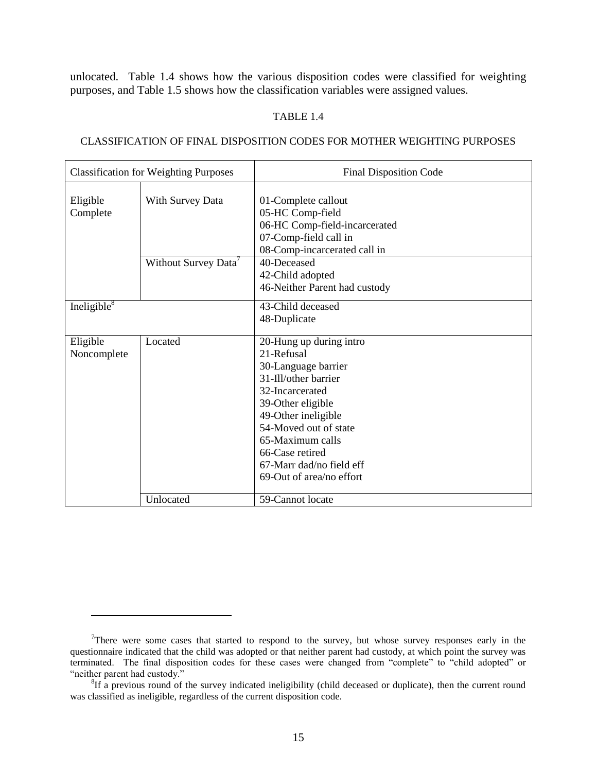unlocated. Table 1.4 shows how the various disposition codes were classified for weighting purposes, and Table 1.5 shows how the classification variables were assigned values.

TABLE 1.4

CLASSIFICATION OF FINAL DISPOSITION CODES FOR MOTHER WEIGHTING PURPOSES

| Classification for Weighting Purposes | | Final Disposition Code |
|---|---|---|
| Eligible Complete | With Survey Data | 01-Complete callout<br>05-HC Comp-field<br>06-HC Comp-field-incarcerated<br>07-Comp-field call in<br>08-Comp-incarcerated call in |
| | Without Survey Data[7] | 40-Deceased<br>42-Child adopted<br>46-Neither Parent had custody |
| Ineligible[8] | | 43-Child deceased<br>48-Duplicate |
| Eligible Noncomplete | Located | 20-Hung up during intro<br>21-Refusal<br>30-Language barrier<br>31-Ill/other barrier<br>32-Incarcerated<br>39-Other eligible<br>49-Other ineligible<br>54-Moved out of state<br>65-Maximum calls<br>66-Case retired<br>67-Marr dad/no field eff<br>69-Out of area/no effort |
| | Unlocated | 59-Cannot locate |

[7]There were some cases that started to respond to the survey, but whose survey responses early in the questionnaire indicated that the child was adopted or that neither parent had custody, at which point the survey was terminated. The final disposition codes for these cases were changed from "complete" to "child adopted" or "neither parent had custody."

[8]If a previous round of the survey indicated ineligibility (child deceased or duplicate), then the current round was classified as ineligible, regardless of the current disposition code.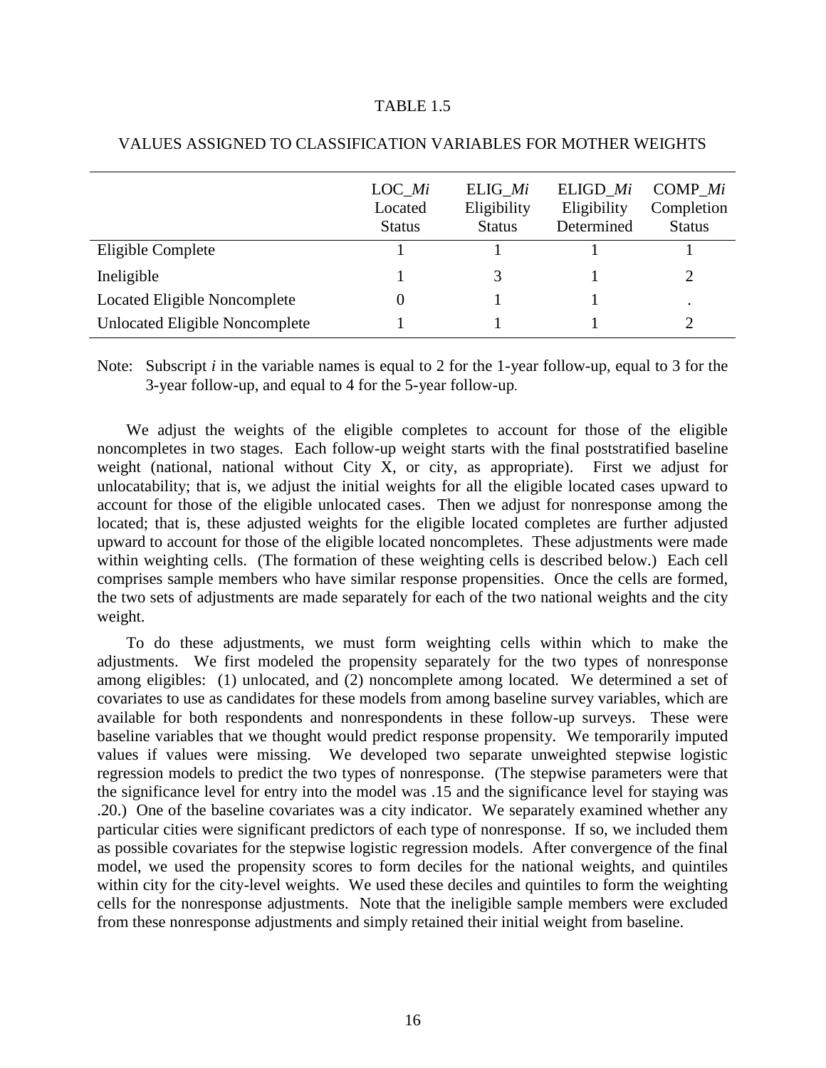TABLE 1.5

VALUES ASSIGNED TO CLASSIFICATION VARIABLES FOR MOTHER WEIGHTS

| | LOC_*Mi* Located Status | ELIG_*Mi* Eligibility Status | ELIGD_*Mi* Eligibility Determined | COMP_*Mi* Completion Status |
|---|---|---|---|---|
| Eligible Complete | 1 | 1 | 1 | 1 |
| Ineligible | 1 | 3 | 1 | 2 |
| Located Eligible Noncomplete | 0 | 1 | 1 | . |
| Unlocated Eligible Noncomplete | 1 | 1 | 1 | 2 |

Note: Subscript *i* in the variable names is equal to 2 for the 1-year follow-up, equal to 3 for the 3-year follow-up, and equal to 4 for the 5-year follow-up.

We adjust the weights of the eligible completes to account for those of the eligible noncompletes in two stages. Each follow-up weight starts with the final poststratified baseline weight (national, national without City X, or city, as appropriate). First we adjust for unlocatability; that is, we adjust the initial weights for all the eligible located cases upward to account for those of the eligible unlocated cases. Then we adjust for nonresponse among the located; that is, these adjusted weights for the eligible located completes are further adjusted upward to account for those of the eligible located noncompletes. These adjustments were made within weighting cells. (The formation of these weighting cells is described below.) Each cell comprises sample members who have similar response propensities. Once the cells are formed, the two sets of adjustments are made separately for each of the two national weights and the city weight.

To do these adjustments, we must form weighting cells within which to make the adjustments. We first modeled the propensity separately for the two types of nonresponse among eligibles: (1) unlocated, and (2) noncomplete among located. We determined a set of covariates to use as candidates for these models from among baseline survey variables, which are available for both respondents and nonrespondents in these follow-up surveys. These were baseline variables that we thought would predict response propensity. We temporarily imputed values if values were missing. We developed two separate unweighted stepwise logistic regression models to predict the two types of nonresponse. (The stepwise parameters were that the significance level for entry into the model was .15 and the significance level for staying was .20.) One of the baseline covariates was a city indicator. We separately examined whether any particular cities were significant predictors of each type of nonresponse. If so, we included them as possible covariates for the stepwise logistic regression models. After convergence of the final model, we used the propensity scores to form deciles for the national weights, and quintiles within city for the city-level weights. We used these deciles and quintiles to form the weighting cells for the nonresponse adjustments. Note that the ineligible sample members were excluded from these nonresponse adjustments and simply retained their initial weight from baseline.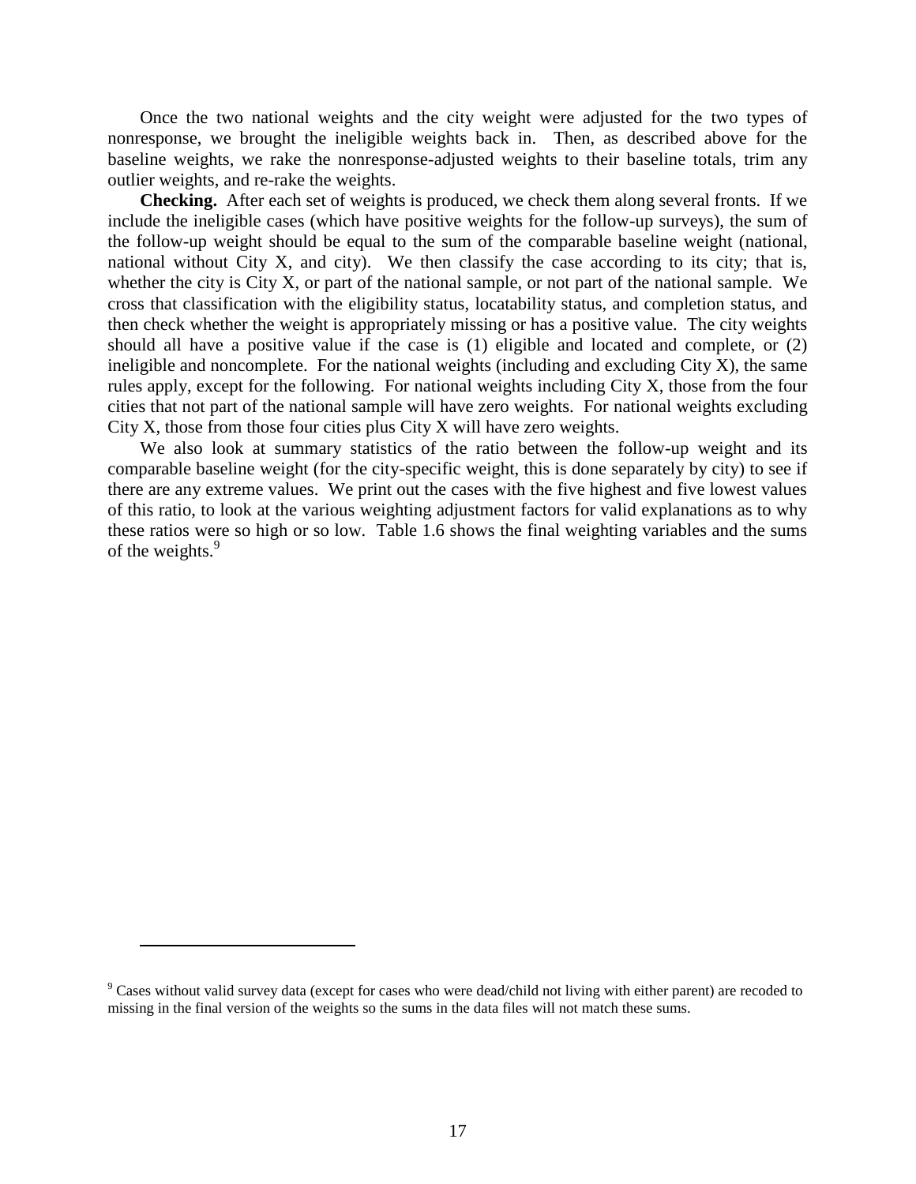Once the two national weights and the city weight were adjusted for the two types of nonresponse, we brought the ineligible weights back in. Then, as described above for the baseline weights, we rake the nonresponse-adjusted weights to their baseline totals, trim any outlier weights, and re-rake the weights.

**Checking.** After each set of weights is produced, we check them along several fronts. If we include the ineligible cases (which have positive weights for the follow-up surveys), the sum of the follow-up weight should be equal to the sum of the comparable baseline weight (national, national without City X, and city). We then classify the case according to its city; that is, whether the city is City X, or part of the national sample, or not part of the national sample. We cross that classification with the eligibility status, locatability status, and completion status, and then check whether the weight is appropriately missing or has a positive value. The city weights should all have a positive value if the case is (1) eligible and located and complete, or (2) ineligible and noncomplete. For the national weights (including and excluding City X), the same rules apply, except for the following. For national weights including City X, those from the four cities that not part of the national sample will have zero weights. For national weights excluding City X, those from those four cities plus City X will have zero weights.

We also look at summary statistics of the ratio between the follow-up weight and its comparable baseline weight (for the city-specific weight, this is done separately by city) to see if there are any extreme values. We print out the cases with the five highest and five lowest values of this ratio, to look at the various weighting adjustment factors for valid explanations as to why these ratios were so high or so low. Table 1.6 shows the final weighting variables and the sums of the weights.[9]

---

[9] Cases without valid survey data (except for cases who were dead/child not living with either parent) are recoded to missing in the final version of the weights so the sums in the data files will not match these sums.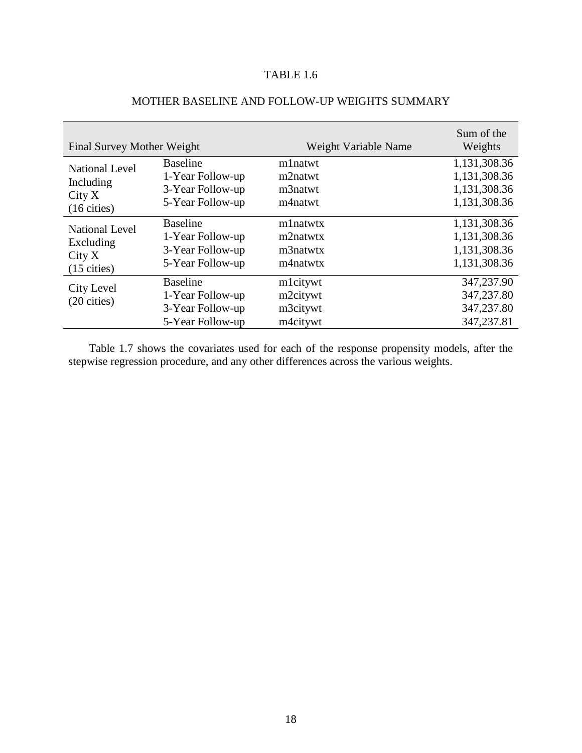TABLE 1.6

MOTHER BASELINE AND FOLLOW-UP WEIGHTS SUMMARY

| Final Survey Mother Weight | | Weight Variable Name | Sum of the Weights |
|---|---|---|---|
| National Level Including City X (16 cities) | Baseline | m1natwt | 1,131,308.36 |
| | 1-Year Follow-up | m2natwt | 1,131,308.36 |
| | 3-Year Follow-up | m3natwt | 1,131,308.36 |
| | 5-Year Follow-up | m4natwt | 1,131,308.36 |
| National Level Excluding City X (15 cities) | Baseline | m1natwtx | 1,131,308.36 |
| | 1-Year Follow-up | m2natwtx | 1,131,308.36 |
| | 3-Year Follow-up | m3natwtx | 1,131,308.36 |
| | 5-Year Follow-up | m4natwtx | 1,131,308.36 |
| City Level (20 cities) | Baseline | m1citywt | 347,237.90 |
| | 1-Year Follow-up | m2citywt | 347,237.80 |
| | 3-Year Follow-up | m3citywt | 347,237.80 |
| | 5-Year Follow-up | m4citywt | 347,237.81 |

Table 1.7 shows the covariates used for each of the response propensity models, after the stepwise regression procedure, and any other differences across the various weights.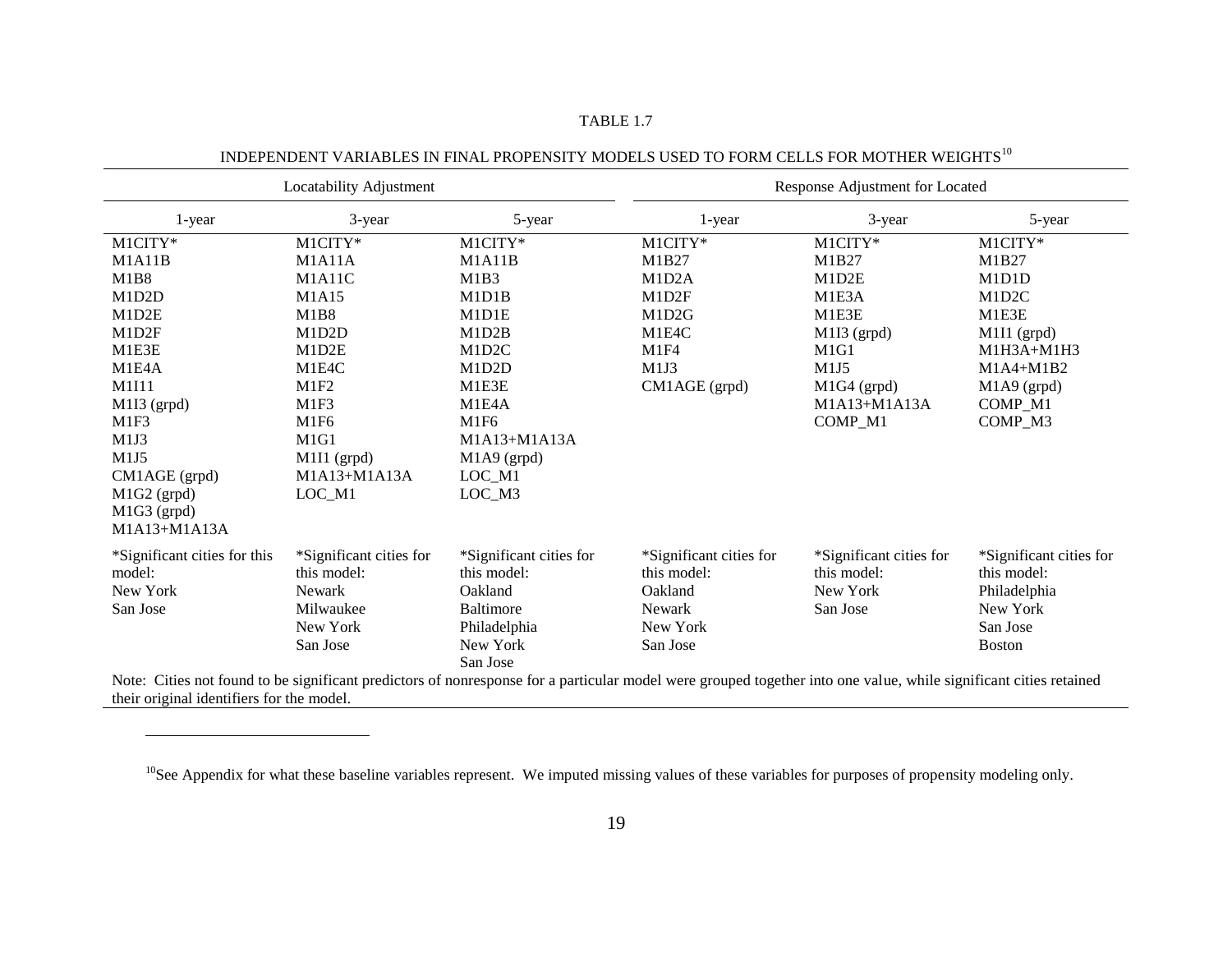TABLE 1.7

INDEPENDENT VARIABLES IN FINAL PROPENSITY MODELS USED TO FORM CELLS FOR MOTHER WEIGHTS[10]

| Locatability Adjustment | | | Response Adjustment for Located | | |
|---|---|---|---|---|---|
| 1-year | 3-year | 5-year | 1-year | 3-year | 5-year |
| M1CITY* | M1CITY* | M1CITY* | M1CITY* | M1CITY* | M1CITY* |
| M1A11B | M1A11A | M1A11B | M1B27 | M1B27 | M1B27 |
| M1B8 | M1A11C | M1B3 | M1D2A | M1D2E | M1D1D |
| M1D2D | M1A15 | M1D1B | M1D2F | M1E3A | M1D2C |
| M1D2E | M1B8 | M1D1E | M1D2G | M1E3E | M1E3E |
| M1D2F | M1D2D | M1D2B | M1E4C | M1I3 (grpd) | M1I1 (grpd) |
| M1E3E | M1D2E | M1D2C | M1F4 | M1G1 | M1H3A+M1H3 |
| M1E4A | M1E4C | M1D2D | M1J3 | M1J5 | M1A4+M1B2 |
| M1I11 | M1F2 | M1E3E | CM1AGE (grpd) | M1G4 (grpd) | M1A9 (grpd) |
| M1I3 (grpd) | M1F3 | M1E4A | | M1A13+M1A13A | COMP_M1 |
| M1F3 | M1F6 | M1F6 | | COMP_M1 | COMP_M3 |
| M1J3 | M1G1 | M1A13+M1A13A | | | |
| M1J5 | M1I1 (grpd) | M1A9 (grpd) | | | |
| CM1AGE (grpd) | M1A13+M1A13A | LOC_M1 | | | |
| M1G2 (grpd) | LOC_M1 | LOC_M3 | | | |
| M1G3 (grpd) | | | | | |
| M1A13+M1A13A | | | | | |
| *Significant cities for this model: New York, San Jose | *Significant cities for this model: Newark, Milwaukee, New York, San Jose | *Significant cities for this model: Oakland, Baltimore, Philadelphia, New York, San Jose | *Significant cities for this model: Oakland, Newark, New York, San Jose | *Significant cities for this model: New York, San Jose | *Significant cities for this model: Philadelphia, New York, San Jose, Boston |

Note: Cities not found to be significant predictors of nonresponse for a particular model were grouped together into one value, while significant cities retained their original identifiers for the model.

[10]See Appendix for what these baseline variables represent. We imputed missing values of these variables for purposes of propensity modeling only.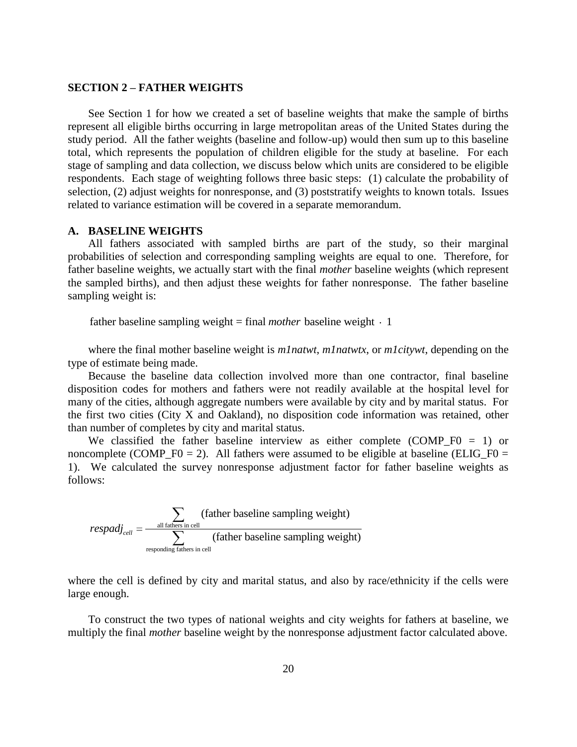## SECTION 2 – FATHER WEIGHTS

See Section 1 for how we created a set of baseline weights that make the sample of births represent all eligible births occurring in large metropolitan areas of the United States during the study period. All the father weights (baseline and follow-up) would then sum up to this baseline total, which represents the population of children eligible for the study at baseline. For each stage of sampling and data collection, we discuss below which units are considered to be eligible respondents. Each stage of weighting follows three basic steps: (1) calculate the probability of selection, (2) adjust weights for nonresponse, and (3) poststratify weights to known totals. Issues related to variance estimation will be covered in a separate memorandum.

### A. BASELINE WEIGHTS

All fathers associated with sampled births are part of the study, so their marginal probabilities of selection and corresponding sampling weights are equal to one. Therefore, for father baseline weights, we actually start with the final *mother* baseline weights (which represent the sampled births), and then adjust these weights for father nonresponse. The father baseline sampling weight is:

$$\text{father baseline sampling weight} = \text{final } \textit{mother} \text{ baseline weight} \cdot 1$$

where the final mother baseline weight is *m1natwt*, *m1natwtx*, or *m1citywt*, depending on the type of estimate being made.

Because the baseline data collection involved more than one contractor, final baseline disposition codes for mothers and fathers were not readily available at the hospital level for many of the cities, although aggregate numbers were available by city and by marital status. For the first two cities (City X and Oakland), no disposition code information was retained, other than number of completes by city and marital status.

We classified the father baseline interview as either complete (COMP_F0 = 1) or noncomplete (COMP_F0 = 2). All fathers were assumed to be eligible at baseline (ELIG_F0 = 1). We calculated the survey nonresponse adjustment factor for father baseline weights as follows:

$$respadj_{cell} = \frac{\sum_{\text{all fathers in cell}} \text{(father baseline sampling weight)}}{\sum_{\text{responding fathers in cell}} \text{(father baseline sampling weight)}}$$

where the cell is defined by city and marital status, and also by race/ethnicity if the cells were large enough.

To construct the two types of national weights and city weights for fathers at baseline, we multiply the final *mother* baseline weight by the nonresponse adjustment factor calculated above.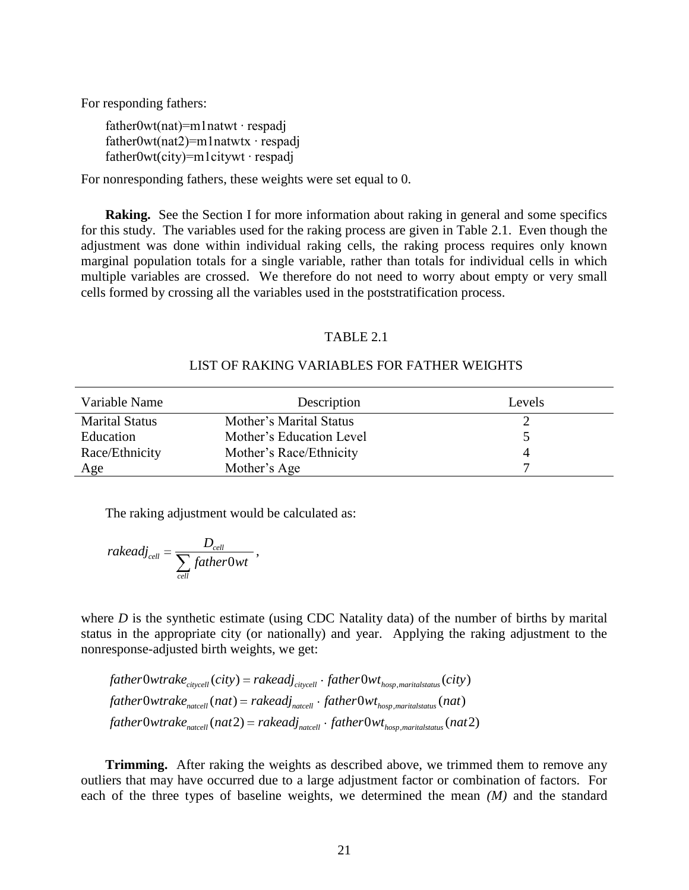For responding fathers:

father0wt(nat)=m1natwt · respadj
father0wt(nat2)=m1natwtx · respadj
father0wt(city)=m1citywt · respadj

For nonresponding fathers, these weights were set equal to 0.

**Raking.** See the Section I for more information about raking in general and some specifics for this study. The variables used for the raking process are given in Table 2.1. Even though the adjustment was done within individual raking cells, the raking process requires only known marginal population totals for a single variable, rather than totals for individual cells in which multiple variables are crossed. We therefore do not need to worry about empty or very small cells formed by crossing all the variables used in the poststratification process.

TABLE 2.1

LIST OF RAKING VARIABLES FOR FATHER WEIGHTS

| Variable Name | Description | Levels |
|---|---|---|
| Marital Status | Mother's Marital Status | 2 |
| Education | Mother's Education Level | 5 |
| Race/Ethnicity | Mother's Race/Ethnicity | 4 |
| Age | Mother's Age | 7 |

The raking adjustment would be calculated as:

$$rakeadj_{cell} = \frac{D_{cell}}{\sum_{cell} father0wt},$$

where $D$ is the synthetic estimate (using CDC Natality data) of the number of births by marital status in the appropriate city (or nationally) and year. Applying the raking adjustment to the nonresponse-adjusted birth weights, we get:

$$father0wtrake_{citycell}(city) = rakeadj_{citycell} \cdot father0wt_{hosp,maritalstatus}(city)$$
$$father0wtrake_{natcell}(nat) = rakeadj_{natcell} \cdot father0wt_{hosp,maritalstatus}(nat)$$
$$father0wtrake_{natcell}(nat2) = rakeadj_{natcell} \cdot father0wt_{hosp,maritalstatus}(nat2)$$

**Trimming.** After raking the weights as described above, we trimmed them to remove any outliers that may have occurred due to a large adjustment factor or combination of factors. For each of the three types of baseline weights, we determined the mean *(M)* and the standard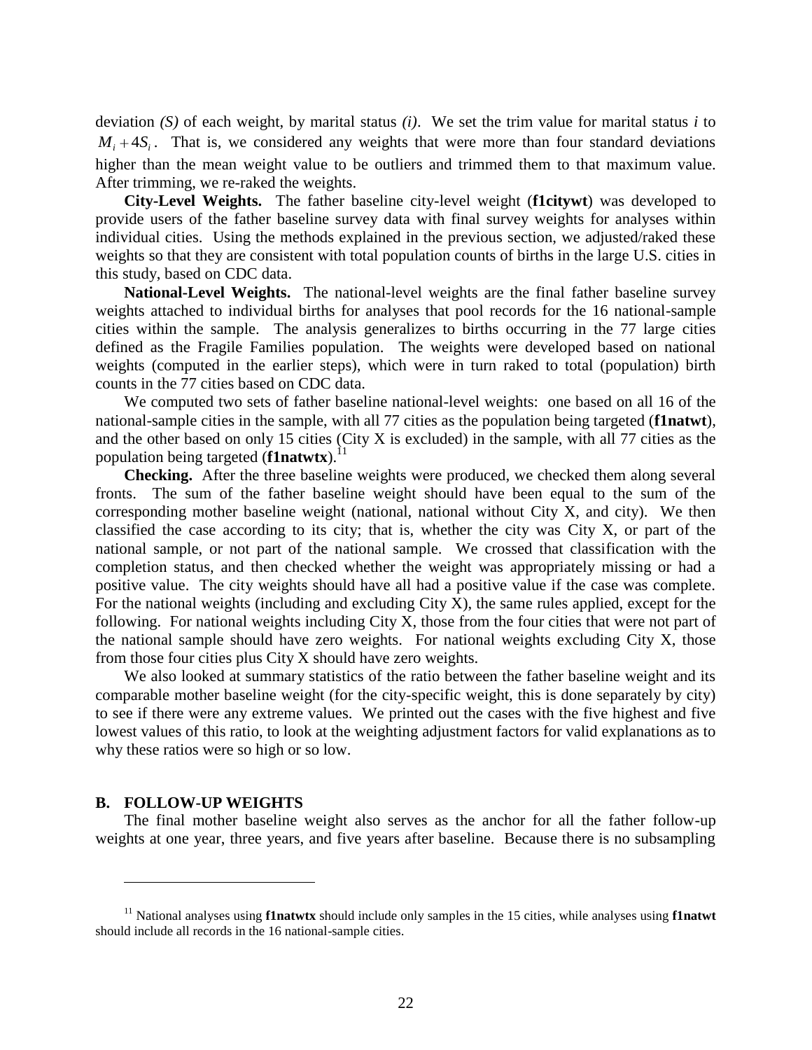deviation *(S)* of each weight, by marital status *(i)*. We set the trim value for marital status *i* to $M_i + 4S_i$. That is, we considered any weights that were more than four standard deviations higher than the mean weight value to be outliers and trimmed them to that maximum value. After trimming, we re-raked the weights.

**City-Level Weights.** The father baseline city-level weight (**f1citywt**) was developed to provide users of the father baseline survey data with final survey weights for analyses within individual cities. Using the methods explained in the previous section, we adjusted/raked these weights so that they are consistent with total population counts of births in the large U.S. cities in this study, based on CDC data.

**National-Level Weights.** The national-level weights are the final father baseline survey weights attached to individual births for analyses that pool records for the 16 national-sample cities within the sample. The analysis generalizes to births occurring in the 77 large cities defined as the Fragile Families population. The weights were developed based on national weights (computed in the earlier steps), which were in turn raked to total (population) birth counts in the 77 cities based on CDC data.

We computed two sets of father baseline national-level weights: one based on all 16 of the national-sample cities in the sample, with all 77 cities as the population being targeted (**f1natwt**), and the other based on only 15 cities (City X is excluded) in the sample, with all 77 cities as the population being targeted (**f1natwtx**).[11]

**Checking.** After the three baseline weights were produced, we checked them along several fronts. The sum of the father baseline weight should have been equal to the sum of the corresponding mother baseline weight (national, national without City X, and city). We then classified the case according to its city; that is, whether the city was City X, or part of the national sample, or not part of the national sample. We crossed that classification with the completion status, and then checked whether the weight was appropriately missing or had a positive value. The city weights should have all had a positive value if the case was complete. For the national weights (including and excluding City X), the same rules applied, except for the following. For national weights including City X, those from the four cities that were not part of the national sample should have zero weights. For national weights excluding City X, those from those four cities plus City X should have zero weights.

We also looked at summary statistics of the ratio between the father baseline weight and its comparable mother baseline weight (for the city-specific weight, this is done separately by city) to see if there were any extreme values. We printed out the cases with the five highest and five lowest values of this ratio, to look at the weighting adjustment factors for valid explanations as to why these ratios were so high or so low.

### B. FOLLOW-UP WEIGHTS

The final mother baseline weight also serves as the anchor for all the father follow-up weights at one year, three years, and five years after baseline. Because there is no subsampling

[11] National analyses using **f1natwtx** should include only samples in the 15 cities, while analyses using **f1natwt** should include all records in the 16 national-sample cities.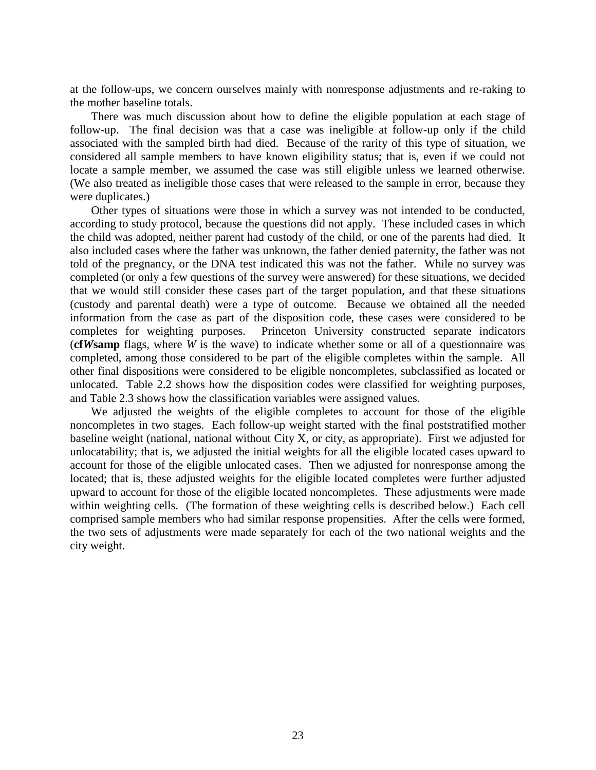at the follow-ups, we concern ourselves mainly with nonresponse adjustments and re-raking to the mother baseline totals.

There was much discussion about how to define the eligible population at each stage of follow-up. The final decision was that a case was ineligible at follow-up only if the child associated with the sampled birth had died. Because of the rarity of this type of situation, we considered all sample members to have known eligibility status; that is, even if we could not locate a sample member, we assumed the case was still eligible unless we learned otherwise. (We also treated as ineligible those cases that were released to the sample in error, because they were duplicates.)

Other types of situations were those in which a survey was not intended to be conducted, according to study protocol, because the questions did not apply. These included cases in which the child was adopted, neither parent had custody of the child, or one of the parents had died. It also included cases where the father was unknown, the father denied paternity, the father was not told of the pregnancy, or the DNA test indicated this was not the father. While no survey was completed (or only a few questions of the survey were answered) for these situations, we decided that we would still consider these cases part of the target population, and that these situations (custody and parental death) were a type of outcome. Because we obtained all the needed information from the case as part of the disposition code, these cases were considered to be completes for weighting purposes. Princeton University constructed separate indicators (**cf*W*samp** flags, where *W* is the wave) to indicate whether some or all of a questionnaire was completed, among those considered to be part of the eligible completes within the sample. All other final dispositions were considered to be eligible noncompletes, subclassified as located or unlocated. Table 2.2 shows how the disposition codes were classified for weighting purposes, and Table 2.3 shows how the classification variables were assigned values.

We adjusted the weights of the eligible completes to account for those of the eligible noncompletes in two stages. Each follow-up weight started with the final poststratified mother baseline weight (national, national without City X, or city, as appropriate). First we adjusted for unlocatability; that is, we adjusted the initial weights for all the eligible located cases upward to account for those of the eligible unlocated cases. Then we adjusted for nonresponse among the located; that is, these adjusted weights for the eligible located completes were further adjusted upward to account for those of the eligible located noncompletes. These adjustments were made within weighting cells. (The formation of these weighting cells is described below.) Each cell comprised sample members who had similar response propensities. After the cells were formed, the two sets of adjustments were made separately for each of the two national weights and the city weight.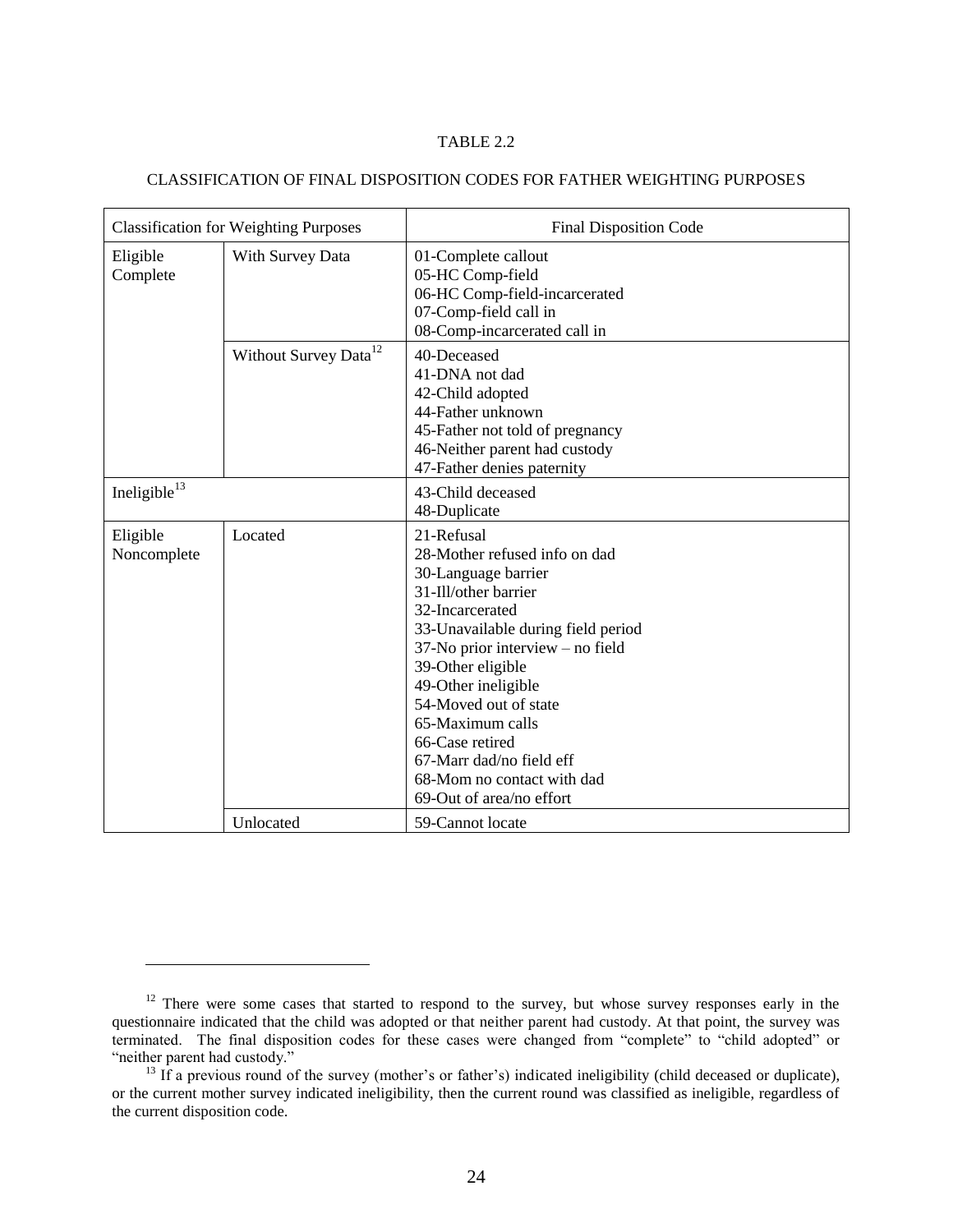TABLE 2.2

CLASSIFICATION OF FINAL DISPOSITION CODES FOR FATHER WEIGHTING PURPOSES

| Classification for Weighting Purposes | | Final Disposition Code |
|---|---|---|
| Eligible Complete | With Survey Data | 01-Complete callout<br>05-HC Comp-field<br>06-HC Comp-field-incarcerated<br>07-Comp-field call in<br>08-Comp-incarcerated call in |
| | Without Survey Data[12] | 40-Deceased<br>41-DNA not dad<br>42-Child adopted<br>44-Father unknown<br>45-Father not told of pregnancy<br>46-Neither parent had custody<br>47-Father denies paternity |
| Ineligible[13] | | 43-Child deceased<br>48-Duplicate |
| Eligible Noncomplete | Located | 21-Refusal<br>28-Mother refused info on dad<br>30-Language barrier<br>31-Ill/other barrier<br>32-Incarcerated<br>33-Unavailable during field period<br>37-No prior interview – no field<br>39-Other eligible<br>49-Other ineligible<br>54-Moved out of state<br>65-Maximum calls<br>66-Case retired<br>67-Marr dad/no field eff<br>68-Mom no contact with dad<br>69-Out of area/no effort |
| | Unlocated | 59-Cannot locate |

[12] There were some cases that started to respond to the survey, but whose survey responses early in the questionnaire indicated that the child was adopted or that neither parent had custody. At that point, the survey was terminated. The final disposition codes for these cases were changed from "complete" to "child adopted" or "neither parent had custody."

[13] If a previous round of the survey (mother's or father's) indicated ineligibility (child deceased or duplicate), or the current mother survey indicated ineligibility, then the current round was classified as ineligible, regardless of the current disposition code.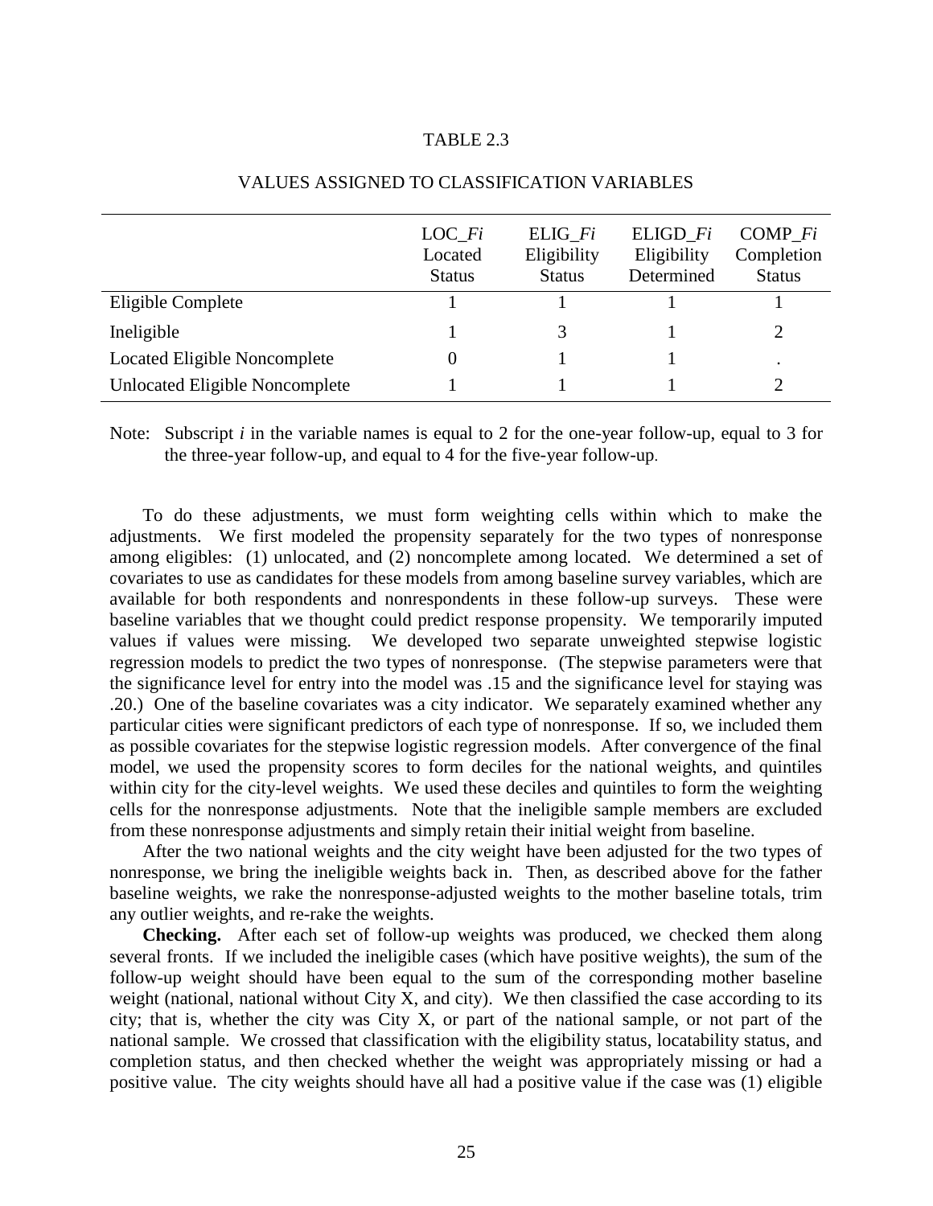TABLE 2.3

VALUES ASSIGNED TO CLASSIFICATION VARIABLES

| | LOC_*Fi* Located Status | ELIG_*Fi* Eligibility Status | ELIGD_*Fi* Eligibility Determined | COMP_*Fi* Completion Status |
|---|---|---|---|---|
| Eligible Complete | 1 | 1 | 1 | 1 |
| Ineligible | 1 | 3 | 1 | 2 |
| Located Eligible Noncomplete | 0 | 1 | 1 | . |
| Unlocated Eligible Noncomplete | 1 | 1 | 1 | 2 |

Note: Subscript *i* in the variable names is equal to 2 for the one-year follow-up, equal to 3 for the three-year follow-up, and equal to 4 for the five-year follow-up.

To do these adjustments, we must form weighting cells within which to make the adjustments. We first modeled the propensity separately for the two types of nonresponse among eligibles: (1) unlocated, and (2) noncomplete among located. We determined a set of covariates to use as candidates for these models from among baseline survey variables, which are available for both respondents and nonrespondents in these follow-up surveys. These were baseline variables that we thought could predict response propensity. We temporarily imputed values if values were missing. We developed two separate unweighted stepwise logistic regression models to predict the two types of nonresponse. (The stepwise parameters were that the significance level for entry into the model was .15 and the significance level for staying was .20.) One of the baseline covariates was a city indicator. We separately examined whether any particular cities were significant predictors of each type of nonresponse. If so, we included them as possible covariates for the stepwise logistic regression models. After convergence of the final model, we used the propensity scores to form deciles for the national weights, and quintiles within city for the city-level weights. We used these deciles and quintiles to form the weighting cells for the nonresponse adjustments. Note that the ineligible sample members are excluded from these nonresponse adjustments and simply retain their initial weight from baseline.

After the two national weights and the city weight have been adjusted for the two types of nonresponse, we bring the ineligible weights back in. Then, as described above for the father baseline weights, we rake the nonresponse-adjusted weights to the mother baseline totals, trim any outlier weights, and re-rake the weights.

**Checking.** After each set of follow-up weights was produced, we checked them along several fronts. If we included the ineligible cases (which have positive weights), the sum of the follow-up weight should have been equal to the sum of the corresponding mother baseline weight (national, national without City X, and city). We then classified the case according to its city; that is, whether the city was City X, or part of the national sample, or not part of the national sample. We crossed that classification with the eligibility status, locatability status, and completion status, and then checked whether the weight was appropriately missing or had a positive value. The city weights should have all had a positive value if the case was (1) eligible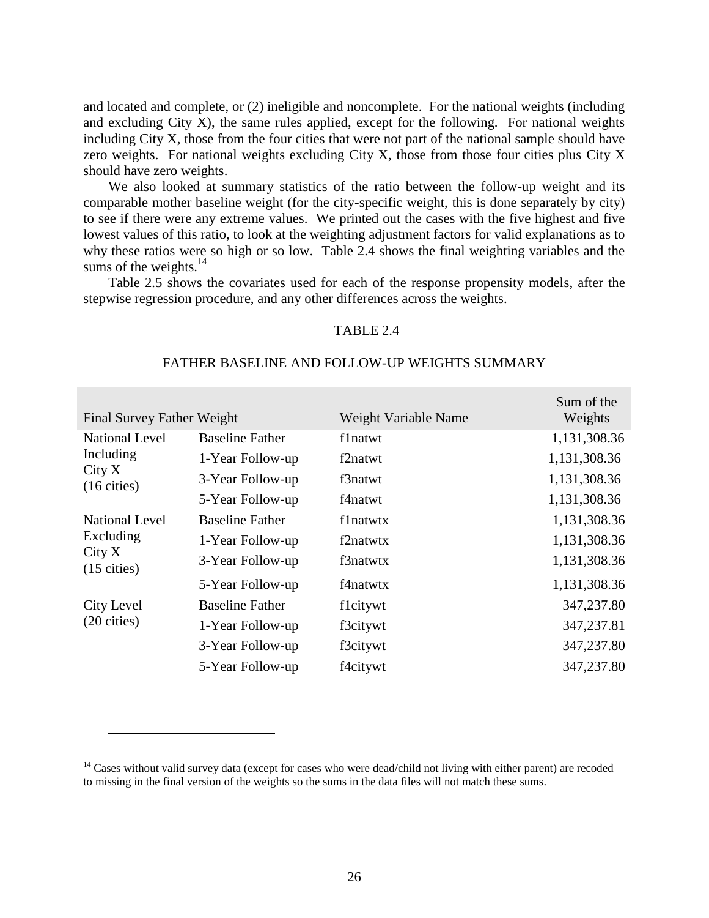and located and complete, or (2) ineligible and noncomplete. For the national weights (including and excluding City X), the same rules applied, except for the following. For national weights including City X, those from the four cities that were not part of the national sample should have zero weights. For national weights excluding City X, those from those four cities plus City X should have zero weights.

We also looked at summary statistics of the ratio between the follow-up weight and its comparable mother baseline weight (for the city-specific weight, this is done separately by city) to see if there were any extreme values. We printed out the cases with the five highest and five lowest values of this ratio, to look at the weighting adjustment factors for valid explanations as to why these ratios were so high or so low. Table 2.4 shows the final weighting variables and the sums of the weights.[14]

Table 2.5 shows the covariates used for each of the response propensity models, after the stepwise regression procedure, and any other differences across the weights.

TABLE 2.4

FATHER BASELINE AND FOLLOW-UP WEIGHTS SUMMARY

| Final Survey Father Weight | | Weight Variable Name | Sum of the Weights |
|---|---|---|---|
| National Level Including City X (16 cities) | Baseline Father | f1natwt | 1,131,308.36 |
| | 1-Year Follow-up | f2natwt | 1,131,308.36 |
| | 3-Year Follow-up | f3natwt | 1,131,308.36 |
| | 5-Year Follow-up | f4natwt | 1,131,308.36 |
| National Level Excluding City X (15 cities) | Baseline Father | f1natwtx | 1,131,308.36 |
| | 1-Year Follow-up | f2natwtx | 1,131,308.36 |
| | 3-Year Follow-up | f3natwtx | 1,131,308.36 |
| | 5-Year Follow-up | f4natwtx | 1,131,308.36 |
| City Level (20 cities) | Baseline Father | f1citywt | 347,237.80 |
| | 1-Year Follow-up | f3citywt | 347,237.81 |
| | 3-Year Follow-up | f3citywt | 347,237.80 |
| | 5-Year Follow-up | f4citywt | 347,237.80 |

[14] Cases without valid survey data (except for cases who were dead/child not living with either parent) are recoded to missing in the final version of the weights so the sums in the data files will not match these sums.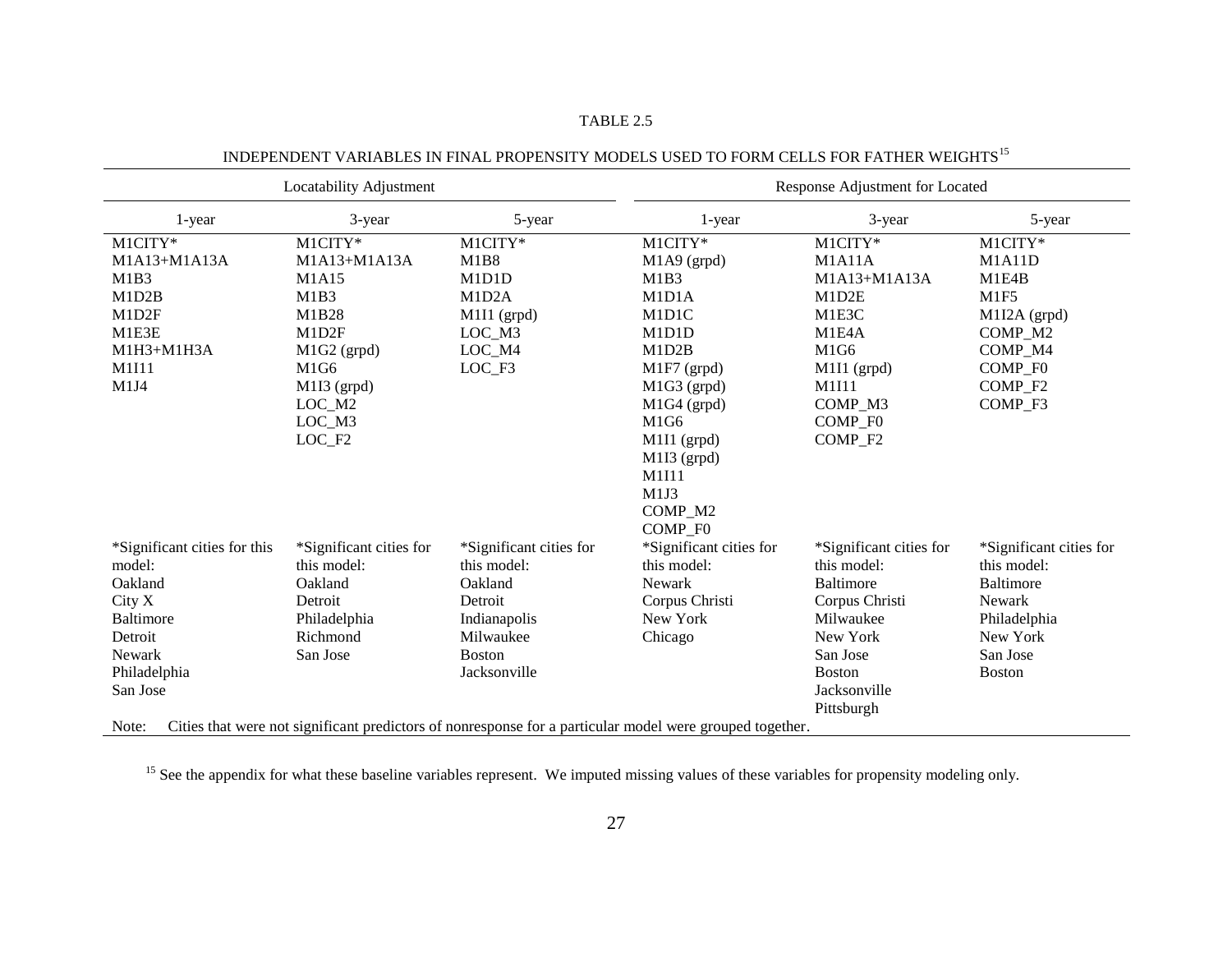TABLE 2.5

INDEPENDENT VARIABLES IN FINAL PROPENSITY MODELS USED TO FORM CELLS FOR FATHER WEIGHTS[15]

| Locatability Adjustment | | | Response Adjustment for Located | | |
|---|---|---|---|---|---|
| 1-year | 3-year | 5-year | 1-year | 3-year | 5-year |
| M1CITY* | M1CITY* | M1CITY* | M1CITY* | M1CITY* | M1CITY* |
| M1A13+M1A13A | M1A13+M1A13A | M1B8 | M1A9 (grpd) | M1A11A | M1A11D |
| M1B3 | M1A15 | M1D1D | M1B3 | M1A13+M1A13A | M1E4B |
| M1D2B | M1B3 | M1D2A | M1D1A | M1D2E | M1F5 |
| M1D2F | M1B28 | M1I1 (grpd) | M1D1C | M1E3C | M1I2A (grpd) |
| M1E3E | M1D2F | LOC_M3 | M1D1D | M1E4A | COMP_M2 |
| M1H3+M1H3A | M1G2 (grpd) | LOC_M4 | M1D2B | M1G6 | COMP_M4 |
| M1I11 | M1G6 | LOC_F3 | M1F7 (grpd) | M1I1 (grpd) | COMP_F0 |
| M1J4 | M1I3 (grpd) | | M1G3 (grpd) | M1I11 | COMP_F2 |
| | LOC_M2 | | M1G4 (grpd) | COMP_M3 | COMP_F3 |
| | LOC_M3 | | M1G6 | COMP_F0 | |
| | LOC_F2 | | M1I1 (grpd) | COMP_F2 | |
| | | | M1I3 (grpd) | | |
| | | | M1I11 | | |
| | | | M1J3 | | |
| | | | COMP_M2 | | |
| | | | COMP_F0 | | |
| *Significant cities for this model: | *Significant cities for this model: | *Significant cities for this model: | *Significant cities for this model: | *Significant cities for this model: | *Significant cities for this model: |
| Oakland | Oakland | Oakland | Newark | Baltimore | Baltimore |
| City X | Detroit | Detroit | Corpus Christi | Corpus Christi | Newark |
| Baltimore | Philadelphia | Indianapolis | New York | Milwaukee | Philadelphia |
| Detroit | Richmond | Milwaukee | Chicago | New York | New York |
| Newark | San Jose | Boston | | San Jose | San Jose |
| Philadelphia | | Jacksonville | | Boston | Boston |
| San Jose | | | | Jacksonville | |
| | | | | Pittsburgh | |

Note: Cities that were not significant predictors of nonresponse for a particular model were grouped together.

[15] See the appendix for what these baseline variables represent. We imputed missing values of these variables for propensity modeling only.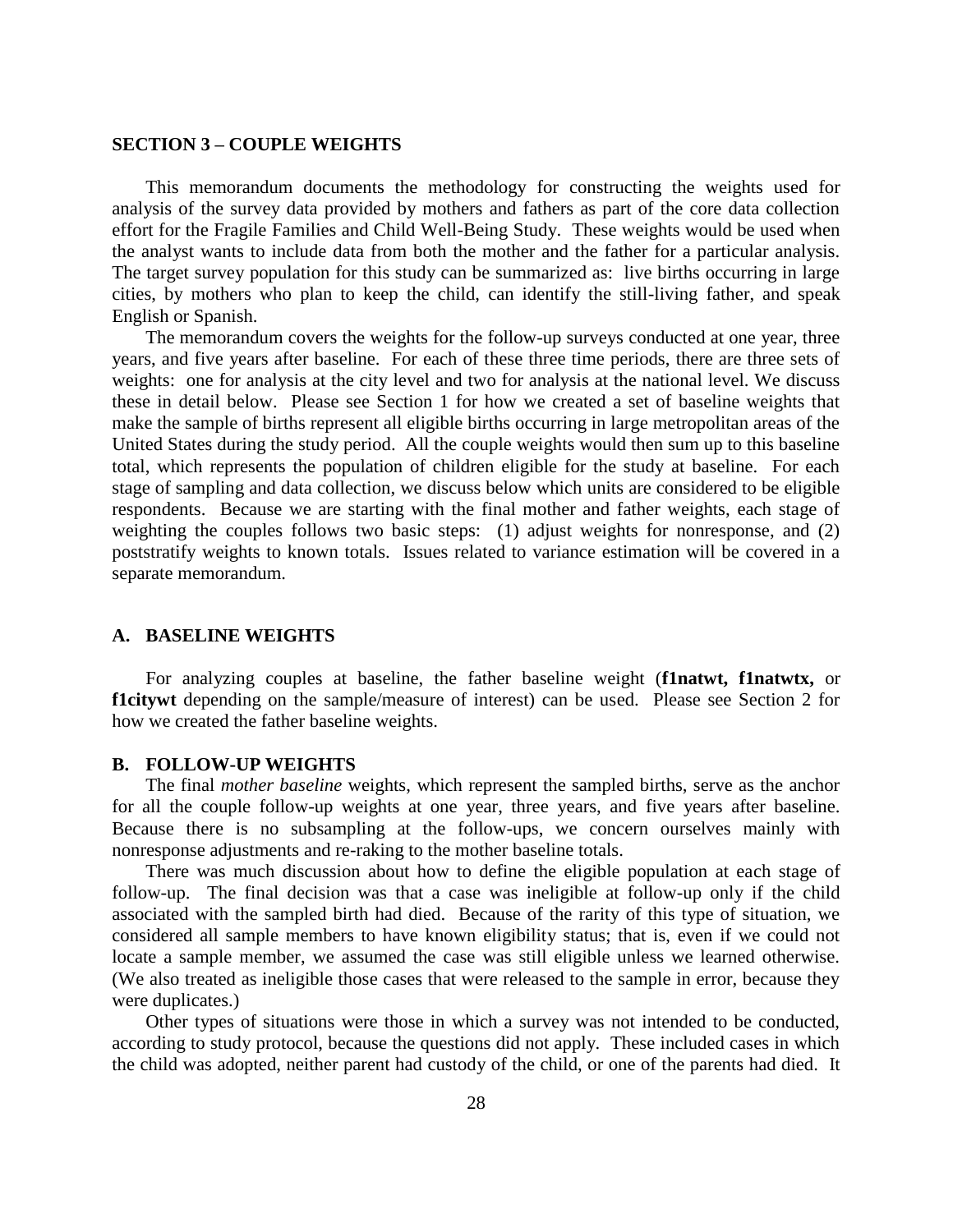## SECTION 3 – COUPLE WEIGHTS

This memorandum documents the methodology for constructing the weights used for analysis of the survey data provided by mothers and fathers as part of the core data collection effort for the Fragile Families and Child Well-Being Study. These weights would be used when the analyst wants to include data from both the mother and the father for a particular analysis. The target survey population for this study can be summarized as: live births occurring in large cities, by mothers who plan to keep the child, can identify the still-living father, and speak English or Spanish.

The memorandum covers the weights for the follow-up surveys conducted at one year, three years, and five years after baseline. For each of these three time periods, there are three sets of weights: one for analysis at the city level and two for analysis at the national level. We discuss these in detail below. Please see Section 1 for how we created a set of baseline weights that make the sample of births represent all eligible births occurring in large metropolitan areas of the United States during the study period. All the couple weights would then sum up to this baseline total, which represents the population of children eligible for the study at baseline. For each stage of sampling and data collection, we discuss below which units are considered to be eligible respondents. Because we are starting with the final mother and father weights, each stage of weighting the couples follows two basic steps: (1) adjust weights for nonresponse, and (2) poststratify weights to known totals. Issues related to variance estimation will be covered in a separate memorandum.

### A. BASELINE WEIGHTS

For analyzing couples at baseline, the father baseline weight (**f1natwt, f1natwtx,** or **f1citywt** depending on the sample/measure of interest) can be used. Please see Section 2 for how we created the father baseline weights.

### B. FOLLOW-UP WEIGHTS

The final *mother baseline* weights, which represent the sampled births, serve as the anchor for all the couple follow-up weights at one year, three years, and five years after baseline. Because there is no subsampling at the follow-ups, we concern ourselves mainly with nonresponse adjustments and re-raking to the mother baseline totals.

There was much discussion about how to define the eligible population at each stage of follow-up. The final decision was that a case was ineligible at follow-up only if the child associated with the sampled birth had died. Because of the rarity of this type of situation, we considered all sample members to have known eligibility status; that is, even if we could not locate a sample member, we assumed the case was still eligible unless we learned otherwise. (We also treated as ineligible those cases that were released to the sample in error, because they were duplicates.)

Other types of situations were those in which a survey was not intended to be conducted, according to study protocol, because the questions did not apply. These included cases in which the child was adopted, neither parent had custody of the child, or one of the parents had died. It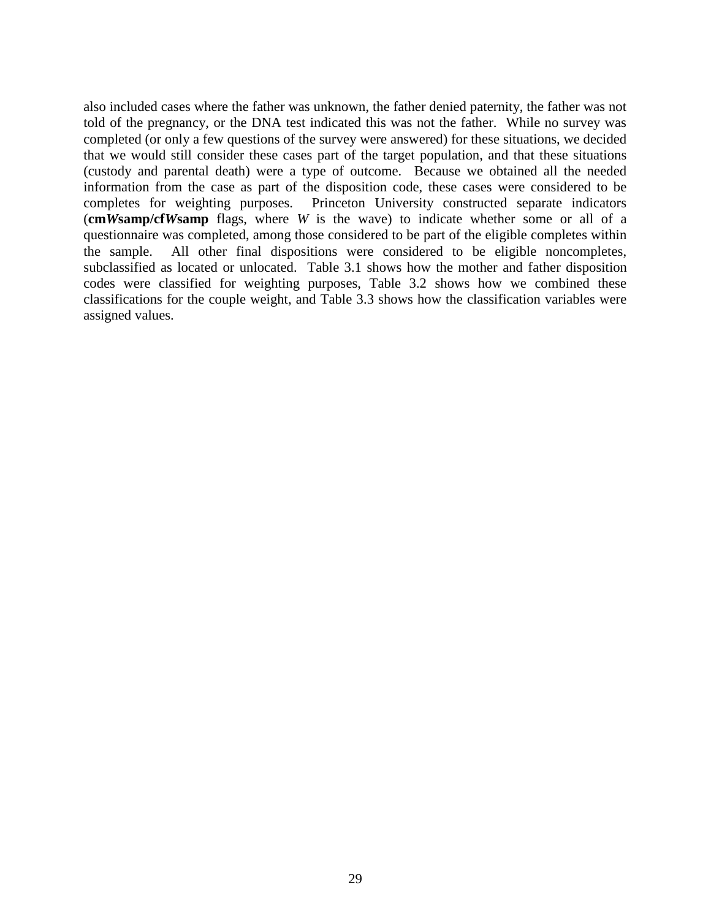also included cases where the father was unknown, the father denied paternity, the father was not told of the pregnancy, or the DNA test indicated this was not the father. While no survey was completed (or only a few questions of the survey were answered) for these situations, we decided that we would still consider these cases part of the target population, and that these situations (custody and parental death) were a type of outcome. Because we obtained all the needed information from the case as part of the disposition code, these cases were considered to be completes for weighting purposes. Princeton University constructed separate indicators (**cm*W*samp/cf*W*samp** flags, where *W* is the wave) to indicate whether some or all of a questionnaire was completed, among those considered to be part of the eligible completes within the sample. All other final dispositions were considered to be eligible noncompletes, subclassified as located or unlocated. Table 3.1 shows how the mother and father disposition codes were classified for weighting purposes, Table 3.2 shows how we combined these classifications for the couple weight, and Table 3.3 shows how the classification variables were assigned values.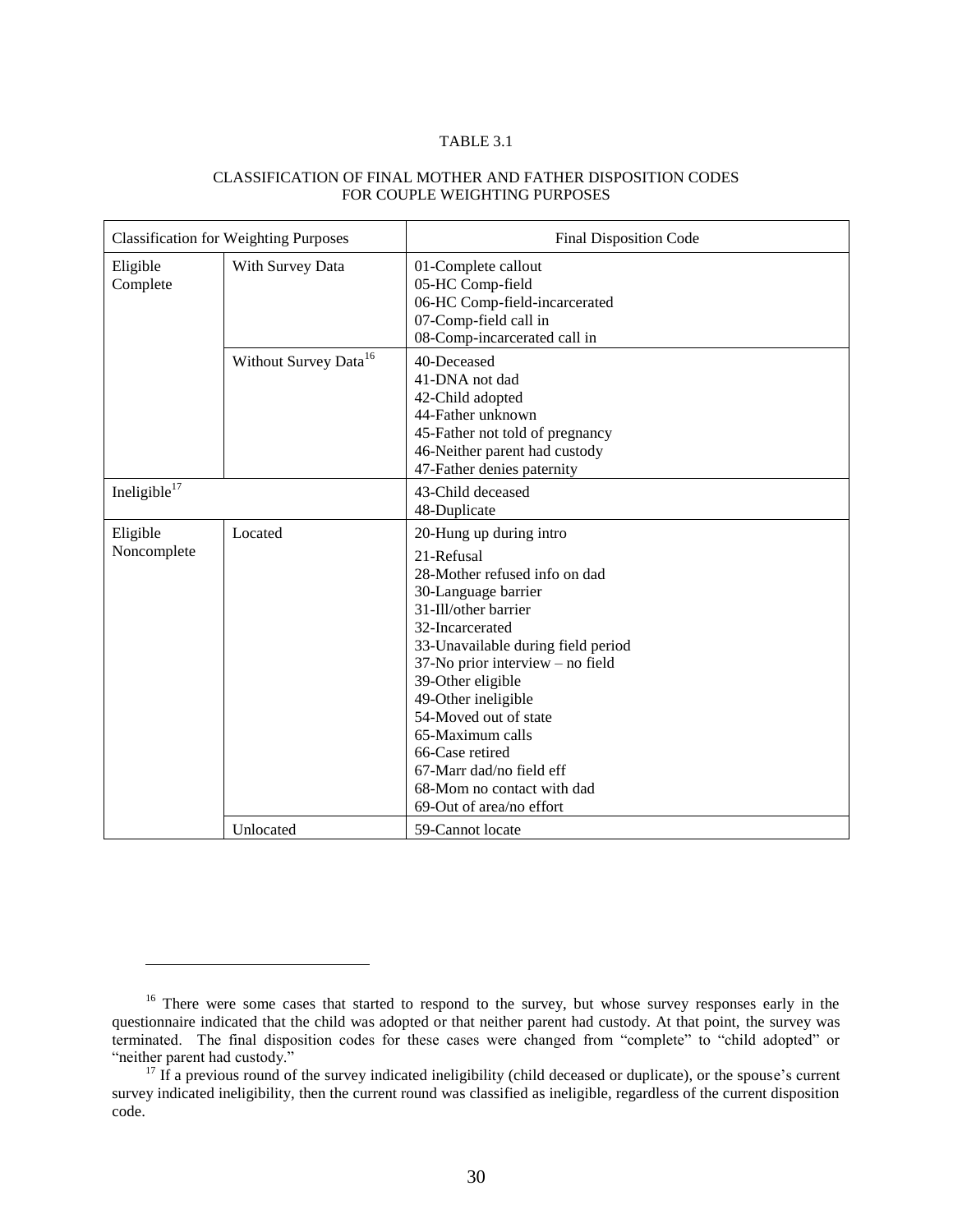TABLE 3.1

CLASSIFICATION OF FINAL MOTHER AND FATHER DISPOSITION CODES FOR COUPLE WEIGHTING PURPOSES

| Classification for Weighting Purposes | | Final Disposition Code |
|---|---|---|
| Eligible Complete | With Survey Data | 01-Complete callout<br>05-HC Comp-field<br>06-HC Comp-field-incarcerated<br>07-Comp-field call in<br>08-Comp-incarcerated call in |
| | Without Survey Data[16] | 40-Deceased<br>41-DNA not dad<br>42-Child adopted<br>44-Father unknown<br>45-Father not told of pregnancy<br>46-Neither parent had custody<br>47-Father denies paternity |
| Ineligible[17] | | 43-Child deceased<br>48-Duplicate |
| Eligible Noncomplete | Located | 20-Hung up during intro<br>21-Refusal<br>28-Mother refused info on dad<br>30-Language barrier<br>31-Ill/other barrier<br>32-Incarcerated<br>33-Unavailable during field period<br>37-No prior interview – no field<br>39-Other eligible<br>49-Other ineligible<br>54-Moved out of state<br>65-Maximum calls<br>66-Case retired<br>67-Marr dad/no field eff<br>68-Mom no contact with dad<br>69-Out of area/no effort |
| | Unlocated | 59-Cannot locate |

[16] There were some cases that started to respond to the survey, but whose survey responses early in the questionnaire indicated that the child was adopted or that neither parent had custody. At that point, the survey was terminated. The final disposition codes for these cases were changed from "complete" to "child adopted" or "neither parent had custody."

[17] If a previous round of the survey indicated ineligibility (child deceased or duplicate), or the spouse's current survey indicated ineligibility, then the current round was classified as ineligible, regardless of the current disposition code.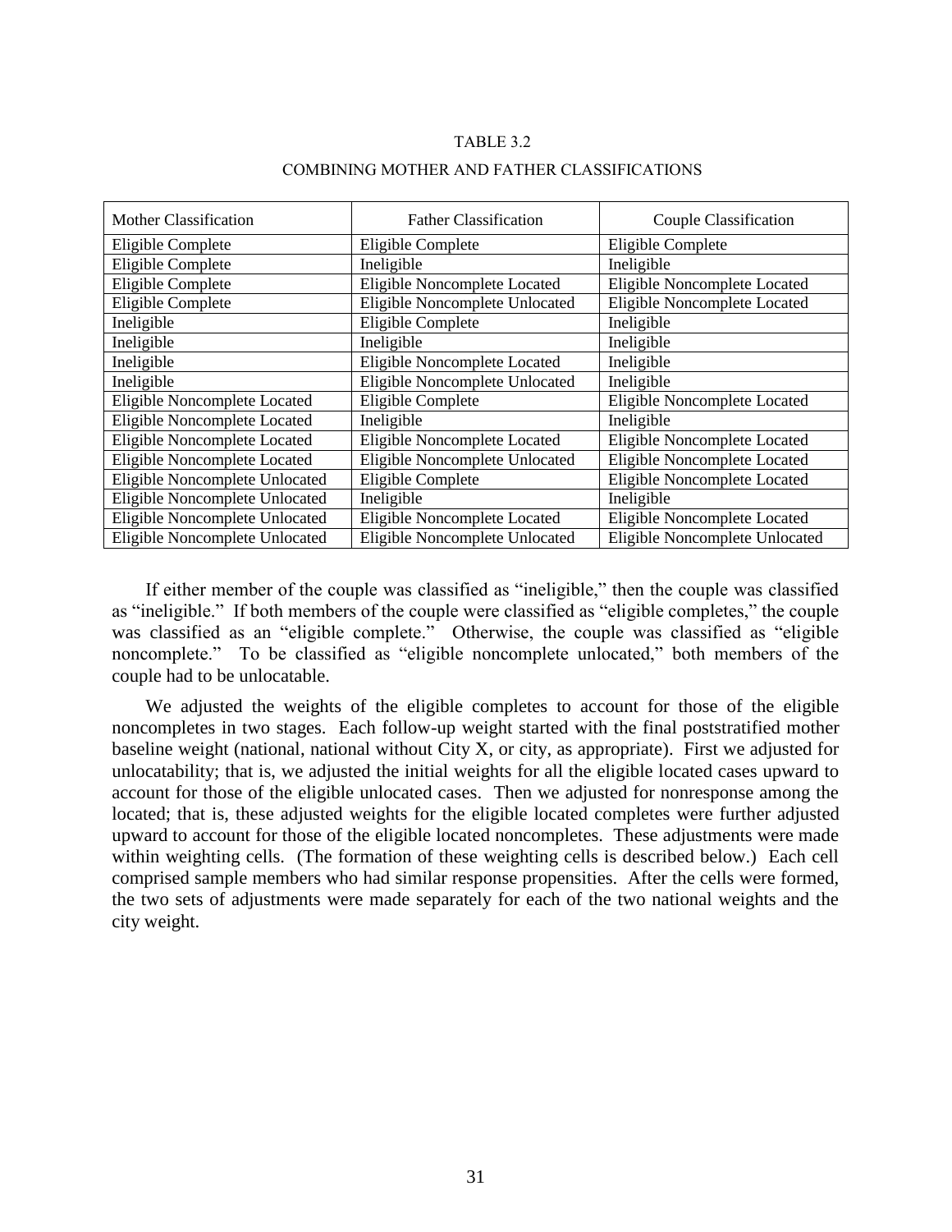TABLE 3.2

COMBINING MOTHER AND FATHER CLASSIFICATIONS

| Mother Classification | Father Classification | Couple Classification |
|---|---|---|
| Eligible Complete | Eligible Complete | Eligible Complete |
| Eligible Complete | Ineligible | Ineligible |
| Eligible Complete | Eligible Noncomplete Located | Eligible Noncomplete Located |
| Eligible Complete | Eligible Noncomplete Unlocated | Eligible Noncomplete Located |
| Ineligible | Eligible Complete | Ineligible |
| Ineligible | Ineligible | Ineligible |
| Ineligible | Eligible Noncomplete Located | Ineligible |
| Ineligible | Eligible Noncomplete Unlocated | Ineligible |
| Eligible Noncomplete Located | Eligible Complete | Eligible Noncomplete Located |
| Eligible Noncomplete Located | Ineligible | Ineligible |
| Eligible Noncomplete Located | Eligible Noncomplete Located | Eligible Noncomplete Located |
| Eligible Noncomplete Located | Eligible Noncomplete Unlocated | Eligible Noncomplete Located |
| Eligible Noncomplete Unlocated | Eligible Complete | Eligible Noncomplete Located |
| Eligible Noncomplete Unlocated | Ineligible | Ineligible |
| Eligible Noncomplete Unlocated | Eligible Noncomplete Located | Eligible Noncomplete Located |
| Eligible Noncomplete Unlocated | Eligible Noncomplete Unlocated | Eligible Noncomplete Unlocated |

If either member of the couple was classified as "ineligible," then the couple was classified as "ineligible." If both members of the couple were classified as "eligible completes," the couple was classified as an "eligible complete." Otherwise, the couple was classified as "eligible noncomplete." To be classified as "eligible noncomplete unlocated," both members of the couple had to be unlocatable.

We adjusted the weights of the eligible completes to account for those of the eligible noncompletes in two stages. Each follow-up weight started with the final poststratified mother baseline weight (national, national without City X, or city, as appropriate). First we adjusted for unlocatability; that is, we adjusted the initial weights for all the eligible located cases upward to account for those of the eligible unlocated cases. Then we adjusted for nonresponse among the located; that is, these adjusted weights for the eligible located completes were further adjusted upward to account for those of the eligible located noncompletes. These adjustments were made within weighting cells. (The formation of these weighting cells is described below.) Each cell comprised sample members who had similar response propensities. After the cells were formed, the two sets of adjustments were made separately for each of the two national weights and the city weight.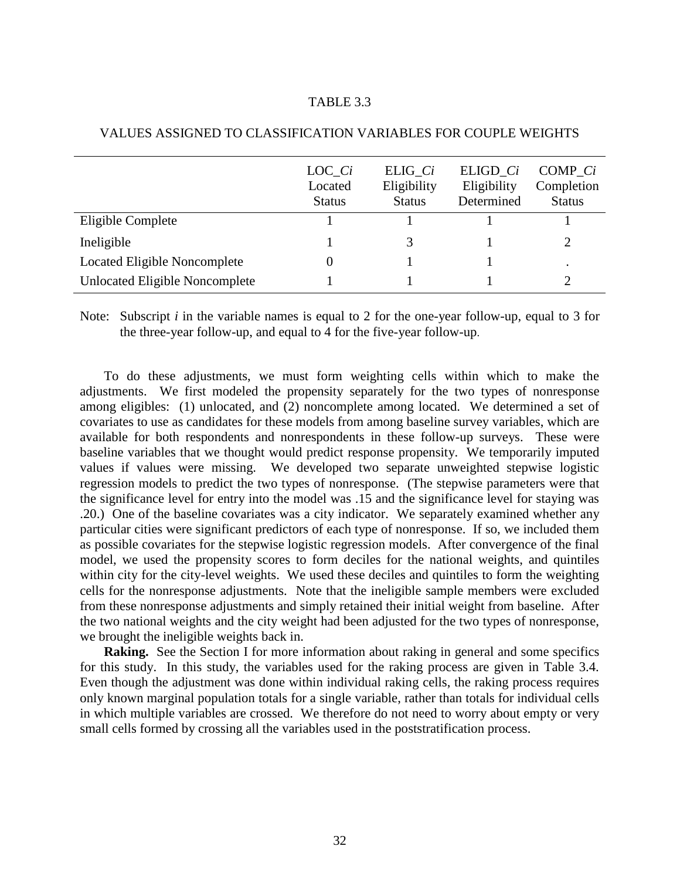TABLE 3.3

VALUES ASSIGNED TO CLASSIFICATION VARIABLES FOR COUPLE WEIGHTS

| | LOC_*Ci* Located Status | ELIG_*Ci* Eligibility Status | ELIGD_*Ci* Eligibility Determined | COMP_*Ci* Completion Status |
|---|---|---|---|---|
| Eligible Complete | 1 | 1 | 1 | 1 |
| Ineligible | 1 | 3 | 1 | 2 |
| Located Eligible Noncomplete | 0 | 1 | 1 | . |
| Unlocated Eligible Noncomplete | 1 | 1 | 1 | 2 |

Note: Subscript *i* in the variable names is equal to 2 for the one-year follow-up, equal to 3 for the three-year follow-up, and equal to 4 for the five-year follow-up.

To do these adjustments, we must form weighting cells within which to make the adjustments. We first modeled the propensity separately for the two types of nonresponse among eligibles: (1) unlocated, and (2) noncomplete among located. We determined a set of covariates to use as candidates for these models from among baseline survey variables, which are available for both respondents and nonrespondents in these follow-up surveys. These were baseline variables that we thought would predict response propensity. We temporarily imputed values if values were missing. We developed two separate unweighted stepwise logistic regression models to predict the two types of nonresponse. (The stepwise parameters were that the significance level for entry into the model was .15 and the significance level for staying was .20.) One of the baseline covariates was a city indicator. We separately examined whether any particular cities were significant predictors of each type of nonresponse. If so, we included them as possible covariates for the stepwise logistic regression models. After convergence of the final model, we used the propensity scores to form deciles for the national weights, and quintiles within city for the city-level weights. We used these deciles and quintiles to form the weighting cells for the nonresponse adjustments. Note that the ineligible sample members were excluded from these nonresponse adjustments and simply retained their initial weight from baseline. After the two national weights and the city weight had been adjusted for the two types of nonresponse, we brought the ineligible weights back in.

**Raking.** See the Section I for more information about raking in general and some specifics for this study. In this study, the variables used for the raking process are given in Table 3.4. Even though the adjustment was done within individual raking cells, the raking process requires only known marginal population totals for a single variable, rather than totals for individual cells in which multiple variables are crossed. We therefore do not need to worry about empty or very small cells formed by crossing all the variables used in the poststratification process.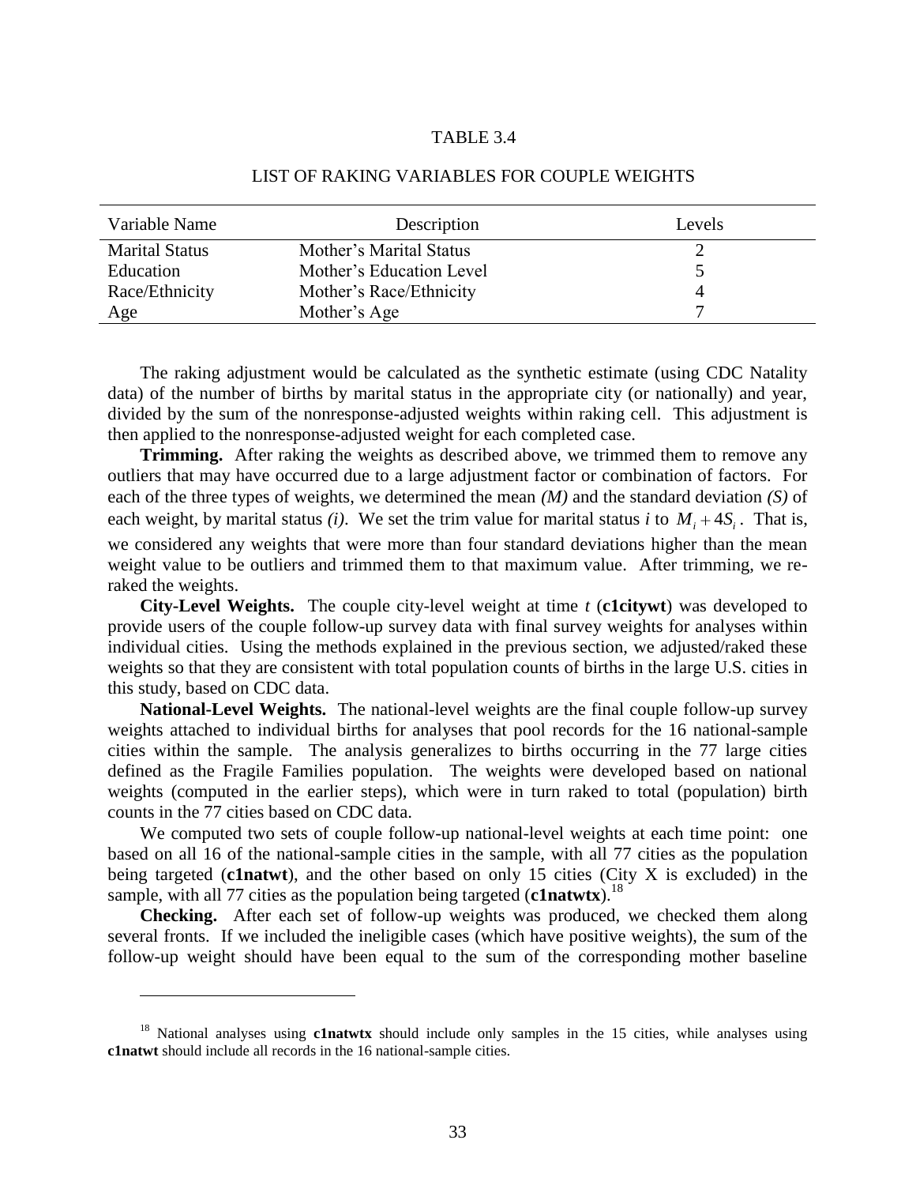TABLE 3.4

LIST OF RAKING VARIABLES FOR COUPLE WEIGHTS

| Variable Name | Description | Levels |
|---|---|---|
| Marital Status | Mother's Marital Status | 2 |
| Education | Mother's Education Level | 5 |
| Race/Ethnicity | Mother's Race/Ethnicity | 4 |
| Age | Mother's Age | 7 |

The raking adjustment would be calculated as the synthetic estimate (using CDC Natality data) of the number of births by marital status in the appropriate city (or nationally) and year, divided by the sum of the nonresponse-adjusted weights within raking cell. This adjustment is then applied to the nonresponse-adjusted weight for each completed case.

**Trimming.** After raking the weights as described above, we trimmed them to remove any outliers that may have occurred due to a large adjustment factor or combination of factors. For each of the three types of weights, we determined the mean *(M)* and the standard deviation *(S)* of each weight, by marital status *(i)*. We set the trim value for marital status *i* to $M_i + 4S_i$. That is, we considered any weights that were more than four standard deviations higher than the mean weight value to be outliers and trimmed them to that maximum value. After trimming, we re-raked the weights.

**City-Level Weights.** The couple city-level weight at time *t* (**c1citywt**) was developed to provide users of the couple follow-up survey data with final survey weights for analyses within individual cities. Using the methods explained in the previous section, we adjusted/raked these weights so that they are consistent with total population counts of births in the large U.S. cities in this study, based on CDC data.

**National-Level Weights.** The national-level weights are the final couple follow-up survey weights attached to individual births for analyses that pool records for the 16 national-sample cities within the sample. The analysis generalizes to births occurring in the 77 large cities defined as the Fragile Families population. The weights were developed based on national weights (computed in the earlier steps), which were in turn raked to total (population) birth counts in the 77 cities based on CDC data.

We computed two sets of couple follow-up national-level weights at each time point: one based on all 16 of the national-sample cities in the sample, with all 77 cities as the population being targeted (**c1natwt**), and the other based on only 15 cities (City X is excluded) in the sample, with all 77 cities as the population being targeted (**c1natwtx**).[18]

**Checking.** After each set of follow-up weights was produced, we checked them along several fronts. If we included the ineligible cases (which have positive weights), the sum of the follow-up weight should have been equal to the sum of the corresponding mother baseline

[18] National analyses using **c1natwtx** should include only samples in the 15 cities, while analyses using **c1natwt** should include all records in the 16 national-sample cities.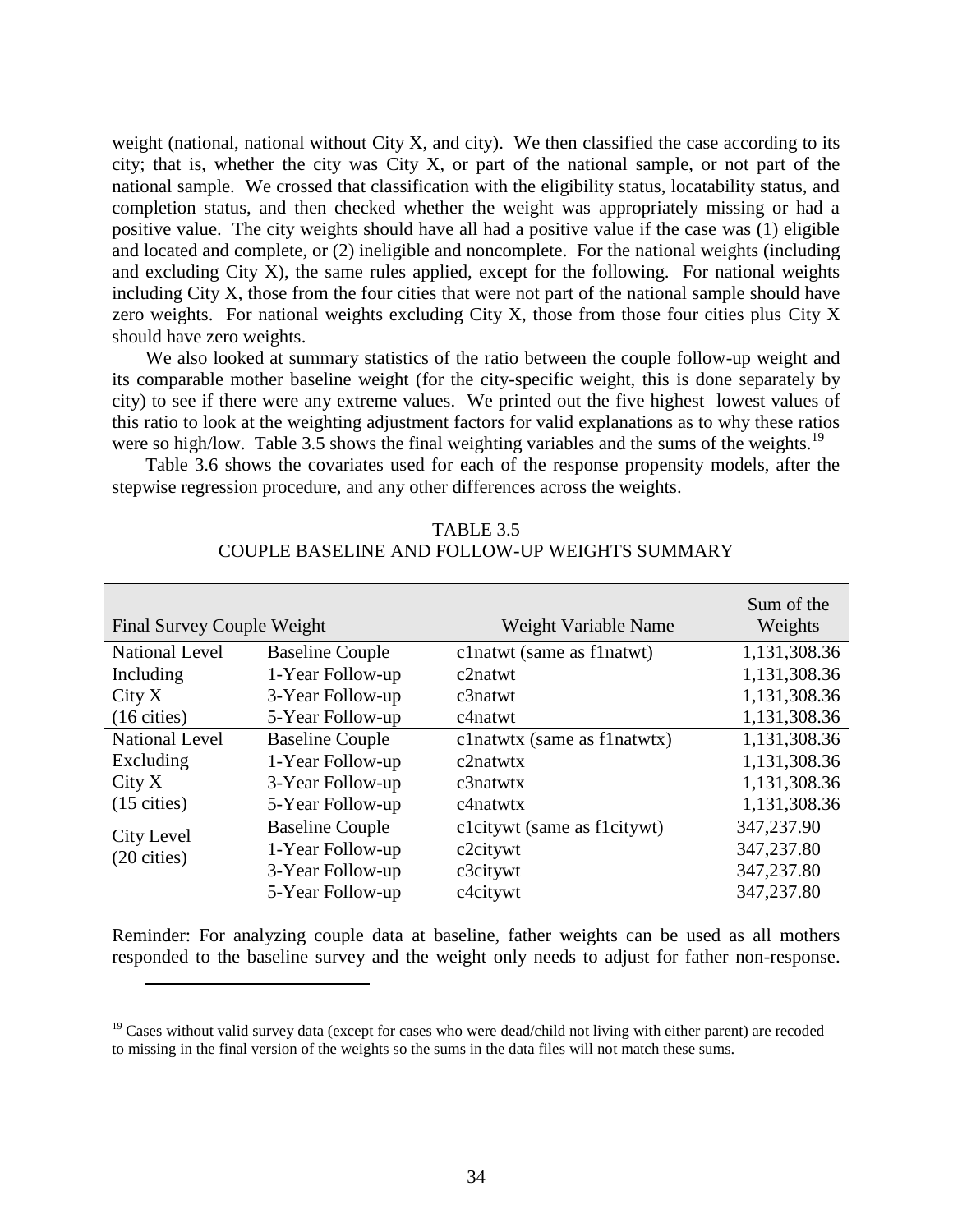weight (national, national without City X, and city). We then classified the case according to its city; that is, whether the city was City X, or part of the national sample, or not part of the national sample. We crossed that classification with the eligibility status, locatability status, and completion status, and then checked whether the weight was appropriately missing or had a positive value. The city weights should have all had a positive value if the case was (1) eligible and located and complete, or (2) ineligible and noncomplete. For the national weights (including and excluding City X), the same rules applied, except for the following. For national weights including City X, those from the four cities that were not part of the national sample should have zero weights. For national weights excluding City X, those from those four cities plus City X should have zero weights.

We also looked at summary statistics of the ratio between the couple follow-up weight and its comparable mother baseline weight (for the city-specific weight, this is done separately by city) to see if there were any extreme values. We printed out the five highest lowest values of this ratio to look at the weighting adjustment factors for valid explanations as to why these ratios were so high/low. Table 3.5 shows the final weighting variables and the sums of the weights.[19]

Table 3.6 shows the covariates used for each of the response propensity models, after the stepwise regression procedure, and any other differences across the weights.

TABLE 3.5
COUPLE BASELINE AND FOLLOW-UP WEIGHTS SUMMARY

| Final Survey Couple Weight | | Weight Variable Name | Sum of the Weights |
|---|---|---|---|
| National Level Including City X (16 cities) | Baseline Couple | c1natwt (same as f1natwt) | 1,131,308.36 |
| | 1-Year Follow-up | c2natwt | 1,131,308.36 |
| | 3-Year Follow-up | c3natwt | 1,131,308.36 |
| | 5-Year Follow-up | c4natwt | 1,131,308.36 |
| National Level Excluding City X (15 cities) | Baseline Couple | c1natwtx (same as f1natwtx) | 1,131,308.36 |
| | 1-Year Follow-up | c2natwtx | 1,131,308.36 |
| | 3-Year Follow-up | c3natwtx | 1,131,308.36 |
| | 5-Year Follow-up | c4natwtx | 1,131,308.36 |
| City Level (20 cities) | Baseline Couple | c1citywt (same as f1citywt) | 347,237.90 |
| | 1-Year Follow-up | c2citywt | 347,237.80 |
| | 3-Year Follow-up | c3citywt | 347,237.80 |
| | 5-Year Follow-up | c4citywt | 347,237.80 |

Reminder: For analyzing couple data at baseline, father weights can be used as all mothers responded to the baseline survey and the weight only needs to adjust for father non-response.

[19] Cases without valid survey data (except for cases who were dead/child not living with either parent) are recoded to missing in the final version of the weights so the sums in the data files will not match these sums.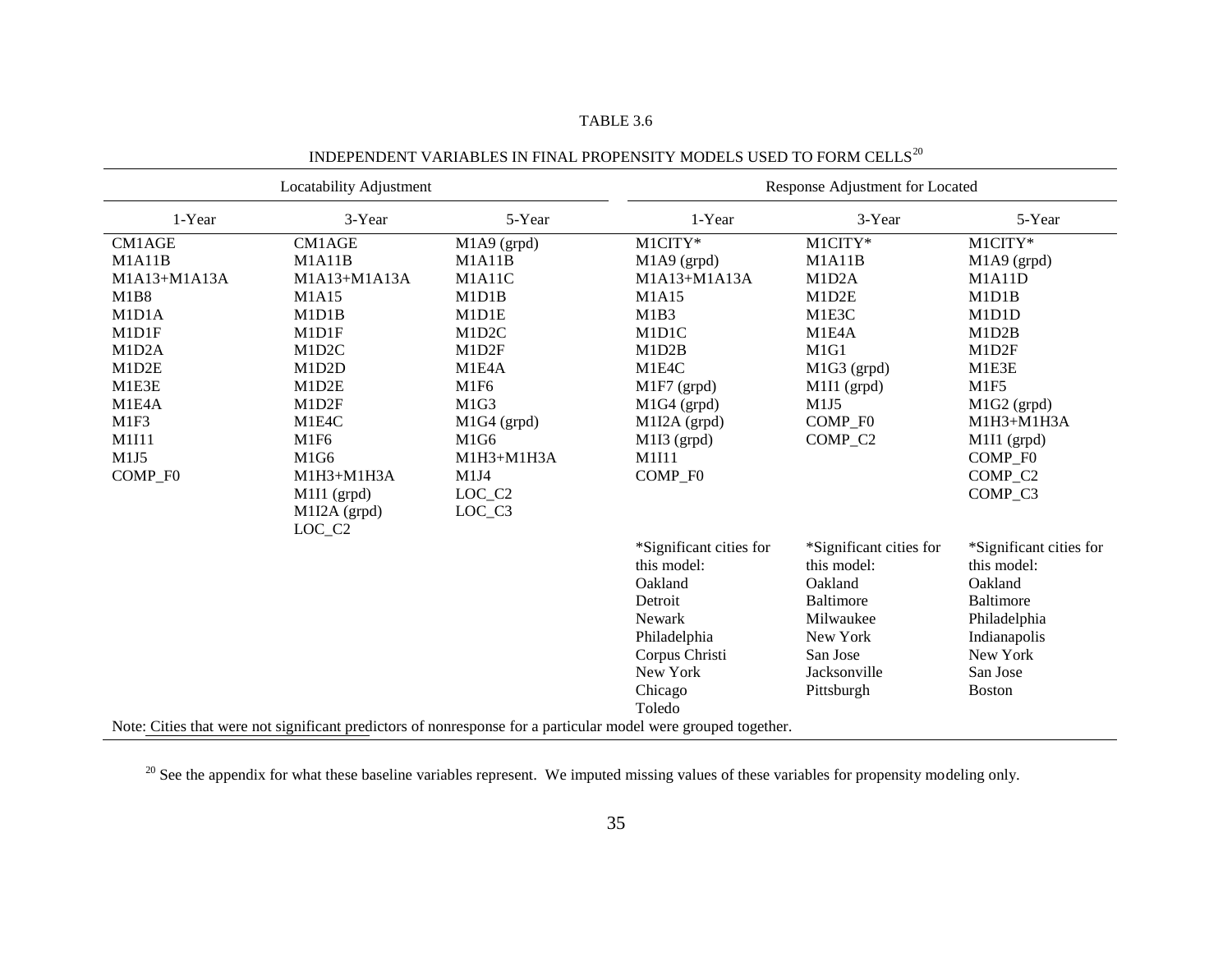TABLE 3.6

INDEPENDENT VARIABLES IN FINAL PROPENSITY MODELS USED TO FORM CELLS[20]

| Locatability Adjustment | | | Response Adjustment for Located | | |
|---|---|---|---|---|---|
| 1-Year | 3-Year | 5-Year | 1-Year | 3-Year | 5-Year |
| CM1AGE | CM1AGE | M1A9 (grpd) | M1CITY* | M1CITY* | M1CITY* |
| M1A11B | M1A11B | M1A11B | M1A9 (grpd) | M1A11B | M1A9 (grpd) |
| M1A13+M1A13A | M1A13+M1A13A | M1A11C | M1A13+M1A13A | M1D2A | M1A11D |
| M1B8 | M1A15 | M1D1B | M1A15 | M1D2E | M1D1B |
| M1D1A | M1D1B | M1D1E | M1B3 | M1E3C | M1D1D |
| M1D1F | M1D1F | M1D2C | M1D1C | M1E4A | M1D2B |
| M1D2A | M1D2C | M1D2F | M1D2B | M1G1 | M1D2F |
| M1D2E | M1D2D | M1E4A | M1E4C | M1G3 (grpd) | M1E3E |
| M1E3E | M1D2E | M1F6 | M1F7 (grpd) | M1I1 (grpd) | M1F5 |
| M1E4A | M1D2F | M1G3 | M1G4 (grpd) | M1J5 | M1G2 (grpd) |
| M1F3 | M1E4C | M1G4 (grpd) | M1I2A (grpd) | COMP_F0 | M1H3+M1H3A |
| M1I11 | M1F6 | M1G6 | M1I3 (grpd) | COMP_C2 | M1I1 (grpd) |
| M1J5 | M1G6 | M1H3+M1H3A | M1I11 | | COMP_F0 |
| COMP_F0 | M1H3+M1H3A | M1J4 | COMP_F0 | | COMP_C2 |
| | M1I1 (grpd) | LOC_C2 | | | COMP_C3 |
| | M1I2A (grpd) | LOC_C3 | | | |
| | LOC_C2 | | | | |
| | | | *Significant cities for this model: | *Significant cities for this model: | *Significant cities for this model: |
| | | | Oakland | Oakland | Oakland |
| | | | Detroit | Baltimore | Baltimore |
| | | | Newark | Milwaukee | Philadelphia |
| | | | Philadelphia | New York | Indianapolis |
| | | | Corpus Christi | San Jose | New York |
| | | | New York | Jacksonville | San Jose |
| | | | Chicago | Pittsburgh | Boston |
| | | | Toledo | | |

Note: Cities that were not significant predictors of nonresponse for a particular model were grouped together.

[20] See the appendix for what these baseline variables represent. We imputed missing values of these variables for propensity modeling only.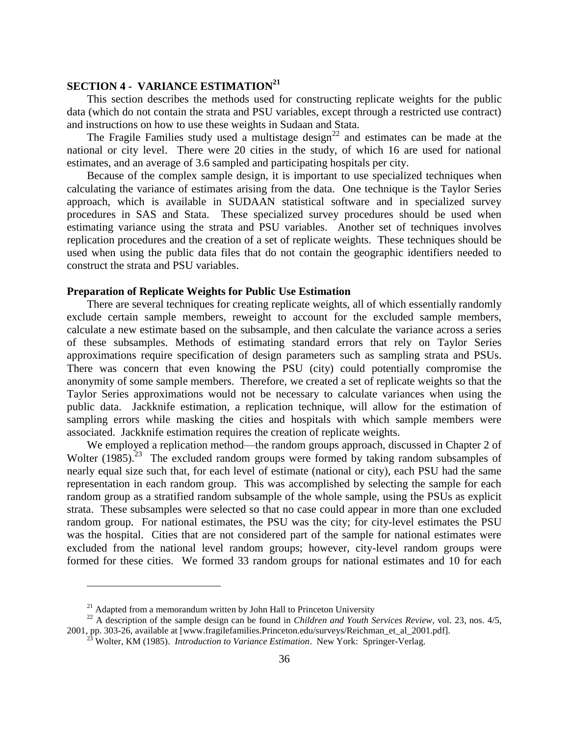## SECTION 4 - VARIANCE ESTIMATION[21]

This section describes the methods used for constructing replicate weights for the public data (which do not contain the strata and PSU variables, except through a restricted use contract) and instructions on how to use these weights in Sudaan and Stata.

The Fragile Families study used a multistage design[22] and estimates can be made at the national or city level. There were 20 cities in the study, of which 16 are used for national estimates, and an average of 3.6 sampled and participating hospitals per city.

Because of the complex sample design, it is important to use specialized techniques when calculating the variance of estimates arising from the data. One technique is the Taylor Series approach, which is available in SUDAAN statistical software and in specialized survey procedures in SAS and Stata. These specialized survey procedures should be used when estimating variance using the strata and PSU variables. Another set of techniques involves replication procedures and the creation of a set of replicate weights. These techniques should be used when using the public data files that do not contain the geographic identifiers needed to construct the strata and PSU variables.

### Preparation of Replicate Weights for Public Use Estimation

There are several techniques for creating replicate weights, all of which essentially randomly exclude certain sample members, reweight to account for the excluded sample members, calculate a new estimate based on the subsample, and then calculate the variance across a series of these subsamples. Methods of estimating standard errors that rely on Taylor Series approximations require specification of design parameters such as sampling strata and PSUs. There was concern that even knowing the PSU (city) could potentially compromise the anonymity of some sample members. Therefore, we created a set of replicate weights so that the Taylor Series approximations would not be necessary to calculate variances when using the public data. Jackknife estimation, a replication technique, will allow for the estimation of sampling errors while masking the cities and hospitals with which sample members were associated. Jackknife estimation requires the creation of replicate weights.

We employed a replication method—the random groups approach, discussed in Chapter 2 of Wolter (1985).[23] The excluded random groups were formed by taking random subsamples of nearly equal size such that, for each level of estimate (national or city), each PSU had the same representation in each random group. This was accomplished by selecting the sample for each random group as a stratified random subsample of the whole sample, using the PSUs as explicit strata. These subsamples were selected so that no case could appear in more than one excluded random group. For national estimates, the PSU was the city; for city-level estimates the PSU was the hospital. Cities that are not considered part of the sample for national estimates were excluded from the national level random groups; however, city-level random groups were formed for these cities. We formed 33 random groups for national estimates and 10 for each

[21] Adapted from a memorandum written by John Hall to Princeton University

[22] A description of the sample design can be found in *Children and Youth Services Review*, vol. 23, nos. 4/5, 2001, pp. 303-26, available at [www.fragilefamilies.Princeton.edu/surveys/Reichman_et_al_2001.pdf].

[23] Wolter, KM (1985). *Introduction to Variance Estimation*. New York: Springer-Verlag.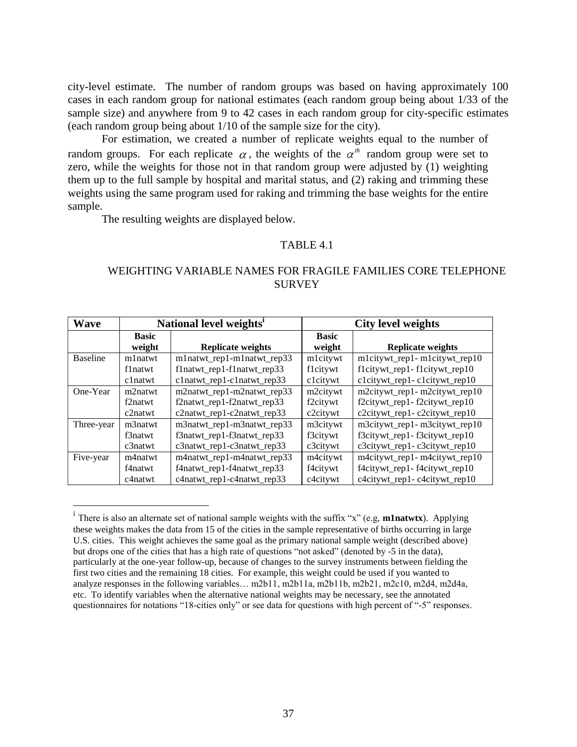city-level estimate. The number of random groups was based on having approximately 100 cases in each random group for national estimates (each random group being about 1/33 of the sample size) and anywhere from 9 to 42 cases in each random group for city-specific estimates (each random group being about 1/10 of the sample size for the city).

For estimation, we created a number of replicate weights equal to the number of random groups. For each replicate $\alpha$, the weights of the $\alpha^{th}$ random group were set to zero, while the weights for those not in that random group were adjusted by (1) weighting them up to the full sample by hospital and marital status, and (2) raking and trimming these weights using the same program used for raking and trimming the base weights for the entire sample.

The resulting weights are displayed below.

TABLE 4.1

WEIGHTING VARIABLE NAMES FOR FRAGILE FAMILIES CORE TELEPHONE SURVEY

| Wave | National level weights[i] | | City level weights | |
|---|---|---|---|---|
| | Basic weight | Replicate weights | Basic weight | Replicate weights |
| Baseline | m1natwt | m1natwt_rep1-m1natwt_rep33 | m1citywt | m1citywt_rep1- m1citywt_rep10 |
| | f1natwt | f1natwt_rep1-f1natwt_rep33 | f1citywt | f1citywt_rep1- f1citywt_rep10 |
| | c1natwt | c1natwt_rep1-c1natwt_rep33 | c1citywt | c1citywt_rep1- c1citywt_rep10 |
| One-Year | m2natwt | m2natwt_rep1-m2natwt_rep33 | m2citywt | m2citywt_rep1- m2citywt_rep10 |
| | f2natwt | f2natwt_rep1-f2natwt_rep33 | f2citywt | f2citywt_rep1- f2citywt_rep10 |
| | c2natwt | c2natwt_rep1-c2natwt_rep33 | c2citywt | c2citywt_rep1- c2citywt_rep10 |
| Three-year | m3natwt | m3natwt_rep1-m3natwt_rep33 | m3citywt | m3citywt_rep1- m3citywt_rep10 |
| | f3natwt | f3natwt_rep1-f3natwt_rep33 | f3citywt | f3citywt_rep1- f3citywt_rep10 |
| | c3natwt | c3natwt_rep1-c3natwt_rep33 | c3citywt | c3citywt_rep1- c3citywt_rep10 |
| Five-year | m4natwt | m4natwt_rep1-m4natwt_rep33 | m4citywt | m4citywt_rep1- m4citywt_rep10 |
| | f4natwt | f4natwt_rep1-f4natwt_rep33 | f4citywt | f4citywt_rep1- f4citywt_rep10 |
| | c4natwt | c4natwt_rep1-c4natwt_rep33 | c4citywt | c4citywt_rep1- c4citywt_rep10 |

[i] There is also an alternate set of national sample weights with the suffix "x" (e.g, **m1natwtx**). Applying these weights makes the data from 15 of the cities in the sample representative of births occurring in large U.S. cities. This weight achieves the same goal as the primary national sample weight (described above) but drops one of the cities that has a high rate of questions "not asked" (denoted by -5 in the data), particularly at the one-year follow-up, because of changes to the survey instruments between fielding the first two cities and the remaining 18 cities. For example, this weight could be used if you wanted to analyze responses in the following variables… m2b11, m2b11a, m2b11b, m2b21, m2c10, m2d4, m2d4a, etc. To identify variables when the alternative national weights may be necessary, see the annotated questionnaires for notations "18-cities only" or see data for questions with high percent of "-5" responses.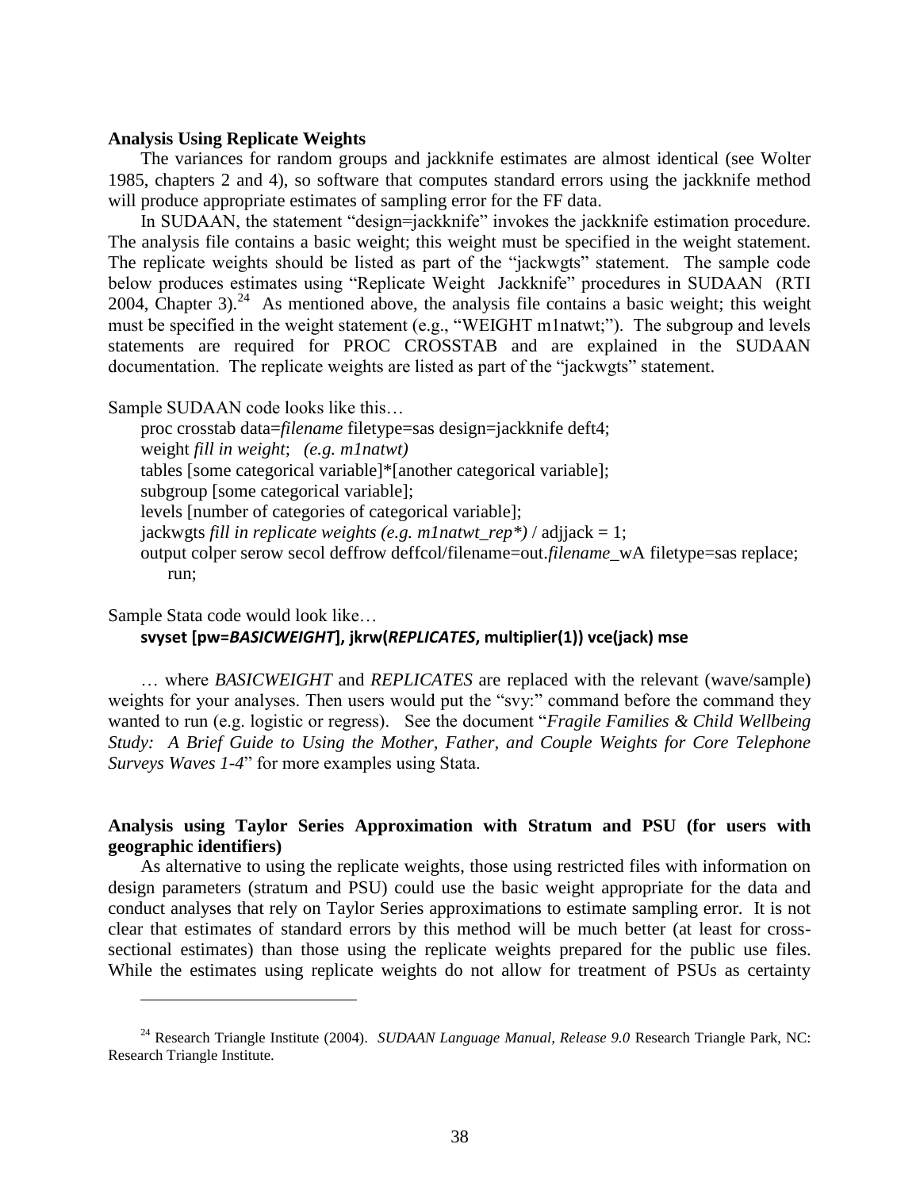**Analysis Using Replicate Weights**

The variances for random groups and jackknife estimates are almost identical (see Wolter 1985, chapters 2 and 4), so software that computes standard errors using the jackknife method will produce appropriate estimates of sampling error for the FF data.

In SUDAAN, the statement "design=jackknife" invokes the jackknife estimation procedure. The analysis file contains a basic weight; this weight must be specified in the weight statement. The replicate weights should be listed as part of the "jackwgts" statement. The sample code below produces estimates using "Replicate Weight Jackknife" procedures in SUDAAN (RTI 2004, Chapter 3).[24] As mentioned above, the analysis file contains a basic weight; this weight must be specified in the weight statement (e.g., "WEIGHT m1natwt;"). The subgroup and levels statements are required for PROC CROSSTAB and are explained in the SUDAAN documentation. The replicate weights are listed as part of the "jackwgts" statement.

Sample SUDAAN code looks like this…

```
proc crosstab data=filename filetype=sas design=jackknife deft4;
weight fill in weight;   (e.g. m1natwt)
tables [some categorical variable]*[another categorical variable];
subgroup [some categorical variable];
levels [number of categories of categorical variable];
jackwgts fill in replicate weights (e.g. m1natwt_rep*) / adjjack = 1;
output colper serow secol deffrow deffcol/filename=out.filename_wA filetype=sas replace;
    run;
```

Sample Stata code would look like…

```
svyset [pw=BASICWEIGHT], jkrw(REPLICATES, multiplier(1)) vce(jack) mse
```

… where *BASICWEIGHT* and *REPLICATES* are replaced with the relevant (wave/sample) weights for your analyses. Then users would put the "svy:" command before the command they wanted to run (e.g. logistic or regress). See the document "*Fragile Families & Child Wellbeing Study: A Brief Guide to Using the Mother, Father, and Couple Weights for Core Telephone Surveys Waves 1-4*" for more examples using Stata.

**Analysis using Taylor Series Approximation with Stratum and PSU (for users with geographic identifiers)**

As alternative to using the replicate weights, those using restricted files with information on design parameters (stratum and PSU) could use the basic weight appropriate for the data and conduct analyses that rely on Taylor Series approximations to estimate sampling error. It is not clear that estimates of standard errors by this method will be much better (at least for cross-sectional estimates) than those using the replicate weights prepared for the public use files. While the estimates using replicate weights do not allow for treatment of PSUs as certainty

[24] Research Triangle Institute (2004). *SUDAAN Language Manual, Release 9.0* Research Triangle Park, NC: Research Triangle Institute.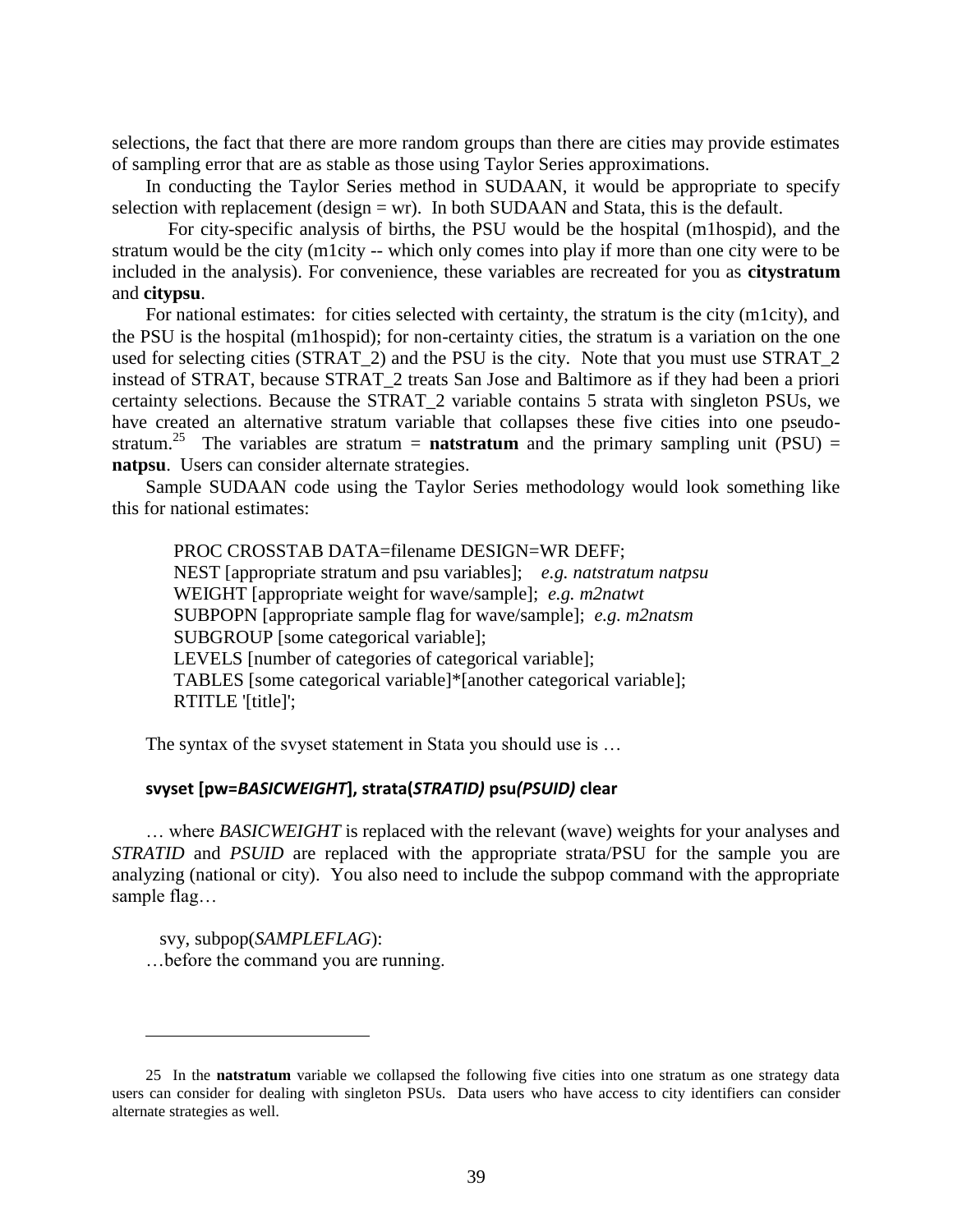selections, the fact that there are more random groups than there are cities may provide estimates of sampling error that are as stable as those using Taylor Series approximations.

In conducting the Taylor Series method in SUDAAN, it would be appropriate to specify selection with replacement (design = wr). In both SUDAAN and Stata, this is the default.

For city-specific analysis of births, the PSU would be the hospital (m1hospid), and the stratum would be the city (m1city -- which only comes into play if more than one city were to be included in the analysis). For convenience, these variables are recreated for you as **citystratum** and **citypsu**.

For national estimates: for cities selected with certainty, the stratum is the city (m1city), and the PSU is the hospital (m1hospid); for non-certainty cities, the stratum is a variation on the one used for selecting cities (STRAT_2) and the PSU is the city. Note that you must use STRAT_2 instead of STRAT, because STRAT_2 treats San Jose and Baltimore as if they had been a priori certainty selections. Because the STRAT_2 variable contains 5 strata with singleton PSUs, we have created an alternative stratum variable that collapses these five cities into one pseudo-stratum.[25] The variables are stratum = **natstratum** and the primary sampling unit (PSU) = **natpsu**. Users can consider alternate strategies.

Sample SUDAAN code using the Taylor Series methodology would look something like this for national estimates:

```
PROC CROSSTAB DATA=filename DESIGN=WR DEFF;
NEST [appropriate stratum and psu variables];    e.g. natstratum natpsu
WEIGHT [appropriate weight for wave/sample];  e.g. m2natwt
SUBPOPN [appropriate sample flag for wave/sample];  e.g. m2natsm
SUBGROUP [some categorical variable];
LEVELS [number of categories of categorical variable];
TABLES [some categorical variable]*[another categorical variable];
RTITLE '[title]';
```

The syntax of the svyset statement in Stata you should use is …

**svyset [pw=*BASICWEIGHT*], strata(*STRATID)* psu*(PSUID)* clear**

… where *BASICWEIGHT* is replaced with the relevant (wave) weights for your analyses and *STRATID* and *PSUID* are replaced with the appropriate strata/PSU for the sample you are analyzing (national or city). You also need to include the subpop command with the appropriate sample flag…

svy, subpop(*SAMPLEFLAG*):

…before the command you are running.

---

25 In the **natstratum** variable we collapsed the following five cities into one stratum as one strategy data users can consider for dealing with singleton PSUs. Data users who have access to city identifiers can consider alternate strategies as well.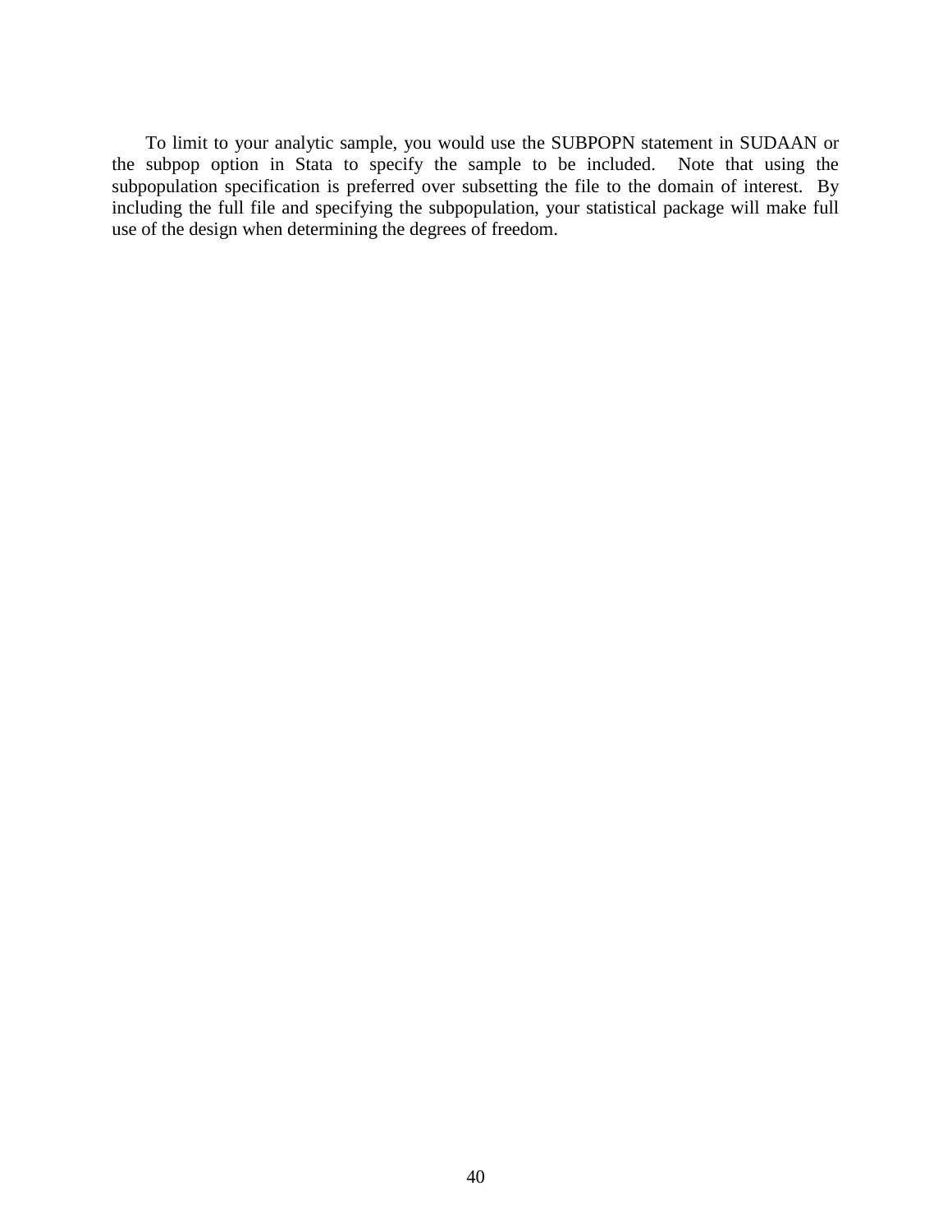To limit to your analytic sample, you would use the SUBPOPN statement in SUDAAN or the subpop option in Stata to specify the sample to be included. Note that using the subpopulation specification is preferred over subsetting the file to the domain of interest. By including the full file and specifying the subpopulation, your statistical package will make full use of the design when determining the degrees of freedom.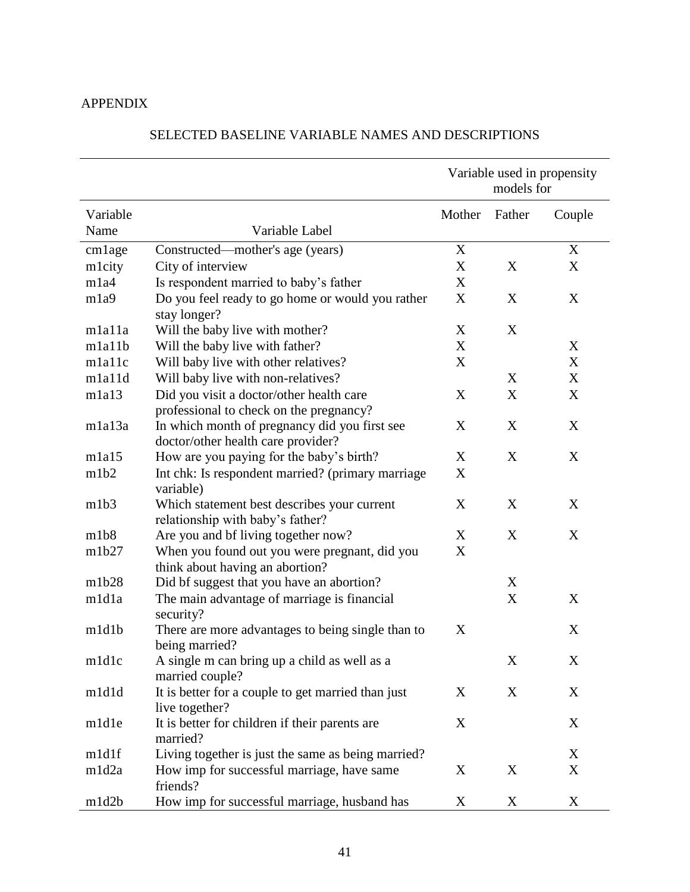APPENDIX

## SELECTED BASELINE VARIABLE NAMES AND DESCRIPTIONS

| | | Variable used in propensity models for | | |
|---|---|---|---|---|
| Variable Name | Variable Label | Mother | Father | Couple |
| cm1age | Constructed—mother's age (years) | X | | X |
| m1city | City of interview | X | X | X |
| m1a4 | Is respondent married to baby's father | X | | |
| m1a9 | Do you feel ready to go home or would you rather stay longer? | X | X | X |
| m1a11a | Will the baby live with mother? | X | X | |
| m1a11b | Will the baby live with father? | X | | X |
| m1a11c | Will baby live with other relatives? | X | | X |
| m1a11d | Will baby live with non-relatives? | | X | X |
| m1a13 | Did you visit a doctor/other health care professional to check on the pregnancy? | X | X | X |
| m1a13a | In which month of pregnancy did you first see doctor/other health care provider? | X | X | X |
| m1a15 | How are you paying for the baby's birth? | X | X | X |
| m1b2 | Int chk: Is respondent married? (primary marriage variable) | X | | |
| m1b3 | Which statement best describes your current relationship with baby's father? | X | X | X |
| m1b8 | Are you and bf living together now? | X | X | X |
| m1b27 | When you found out you were pregnant, did you think about having an abortion? | X | | |
| m1b28 | Did bf suggest that you have an abortion? | | X | |
| m1d1a | The main advantage of marriage is financial security? | | X | X |
| m1d1b | There are more advantages to being single than to being married? | X | | X |
| m1d1c | A single m can bring up a child as well as a married couple? | | X | X |
| m1d1d | It is better for a couple to get married than just live together? | X | X | X |
| m1d1e | It is better for children if their parents are married? | X | | X |
| m1d1f | Living together is just the same as being married? | | | X |
| m1d2a | How imp for successful marriage, have same friends? | X | X | X |
| m1d2b | How imp for successful marriage, husband has | X | X | X |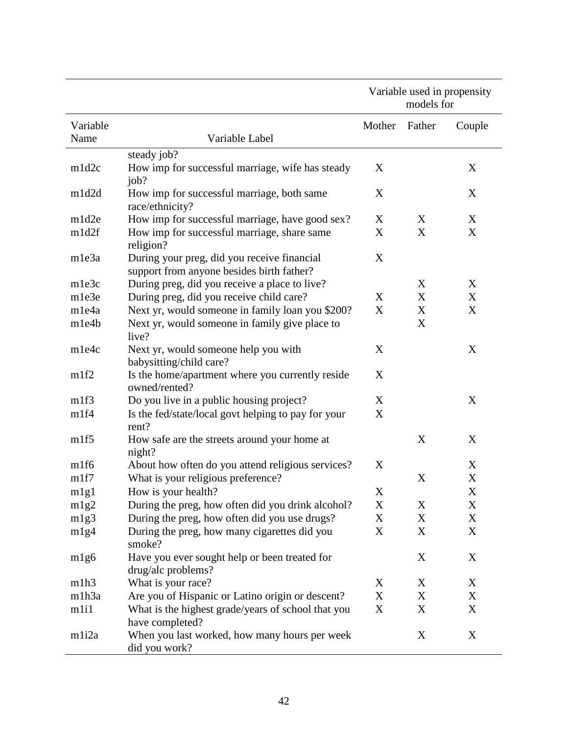| Variable Name | Variable Label | Variable used in propensity models for | | |
|---|---|---|---|---|
| | | Mother | Father | Couple |
| | steady job? | | | |
| m1d2c | How imp for successful marriage, wife has steady job? | X | | X |
| m1d2d | How imp for successful marriage, both same race/ethnicity? | X | | X |
| m1d2e | How imp for successful marriage, have good sex? | X | X | X |
| m1d2f | How imp for successful marriage, share same religion? | X | X | X |
| m1e3a | During your preg, did you receive financial support from anyone besides birth father? | X | | |
| m1e3c | During preg, did you receive a place to live? | | X | X |
| m1e3e | During preg, did you receive child care? | X | X | X |
| m1e4a | Next yr, would someone in family loan you $200? | X | X | X |
| m1e4b | Next yr, would someone in family give place to live? | | X | |
| m1e4c | Next yr, would someone help you with babysitting/child care? | X | | X |
| m1f2 | Is the home/apartment where you currently reside owned/rented? | X | | |
| m1f3 | Do you live in a public housing project? | X | | X |
| m1f4 | Is the fed/state/local govt helping to pay for your rent? | X | | |
| m1f5 | How safe are the streets around your home at night? | | X | X |
| m1f6 | About how often do you attend religious services? | X | | X |
| m1f7 | What is your religious preference? | | X | X |
| m1g1 | How is your health? | X | | X |
| m1g2 | During the preg, how often did you drink alcohol? | X | X | X |
| m1g3 | During the preg, how often did you use drugs? | X | X | X |
| m1g4 | During the preg, how many cigarettes did you smoke? | X | X | X |
| m1g6 | Have you ever sought help or been treated for drug/alc problems? | | X | X |
| m1h3 | What is your race? | X | X | X |
| m1h3a | Are you of Hispanic or Latino origin or descent? | X | X | X |
| m1i1 | What is the highest grade/years of school that you have completed? | X | X | X |
| m1i2a | When you last worked, how many hours per week did you work? | | X | X |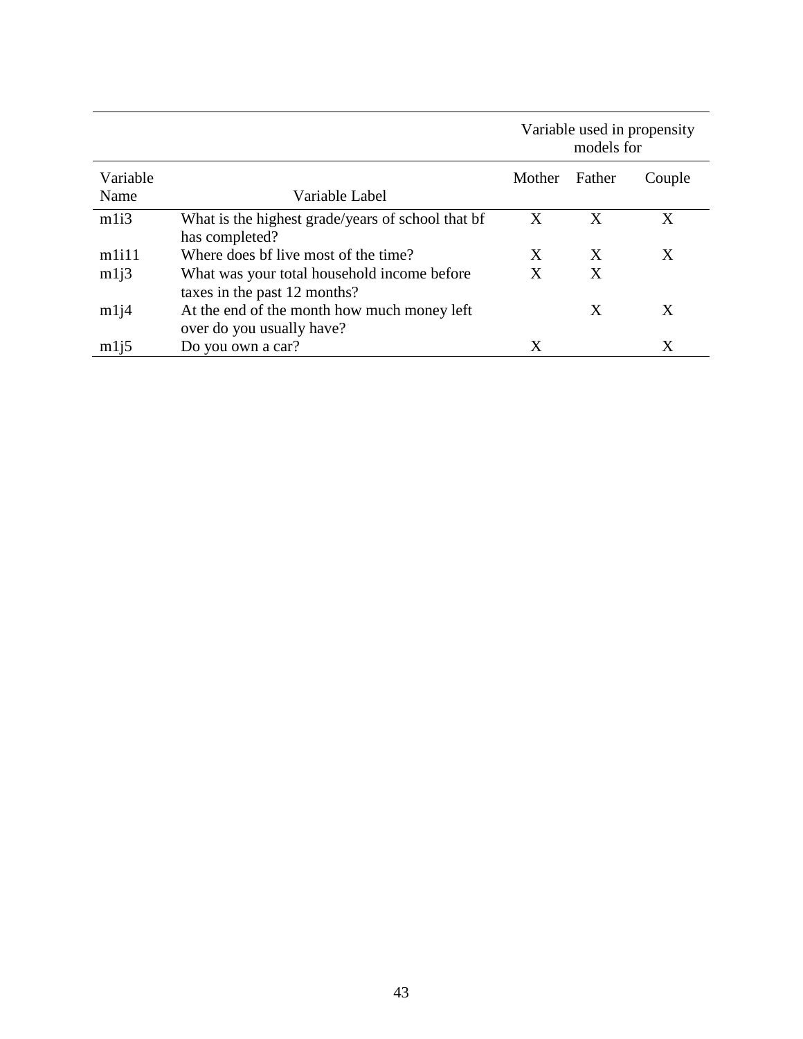| | | Variable used in propensity models for | | |
|---|---|---|---|---|
| Variable Name | Variable Label | Mother | Father | Couple |
| m1i3 | What is the highest grade/years of school that bf has completed? | X | X | X |
| m1i11 | Where does bf live most of the time? | X | X | X |
| m1j3 | What was your total household income before taxes in the past 12 months? | X | X | |
| m1j4 | At the end of the month how much money left over do you usually have? | | X | X |
| m1j5 | Do you own a car? | X | | X |